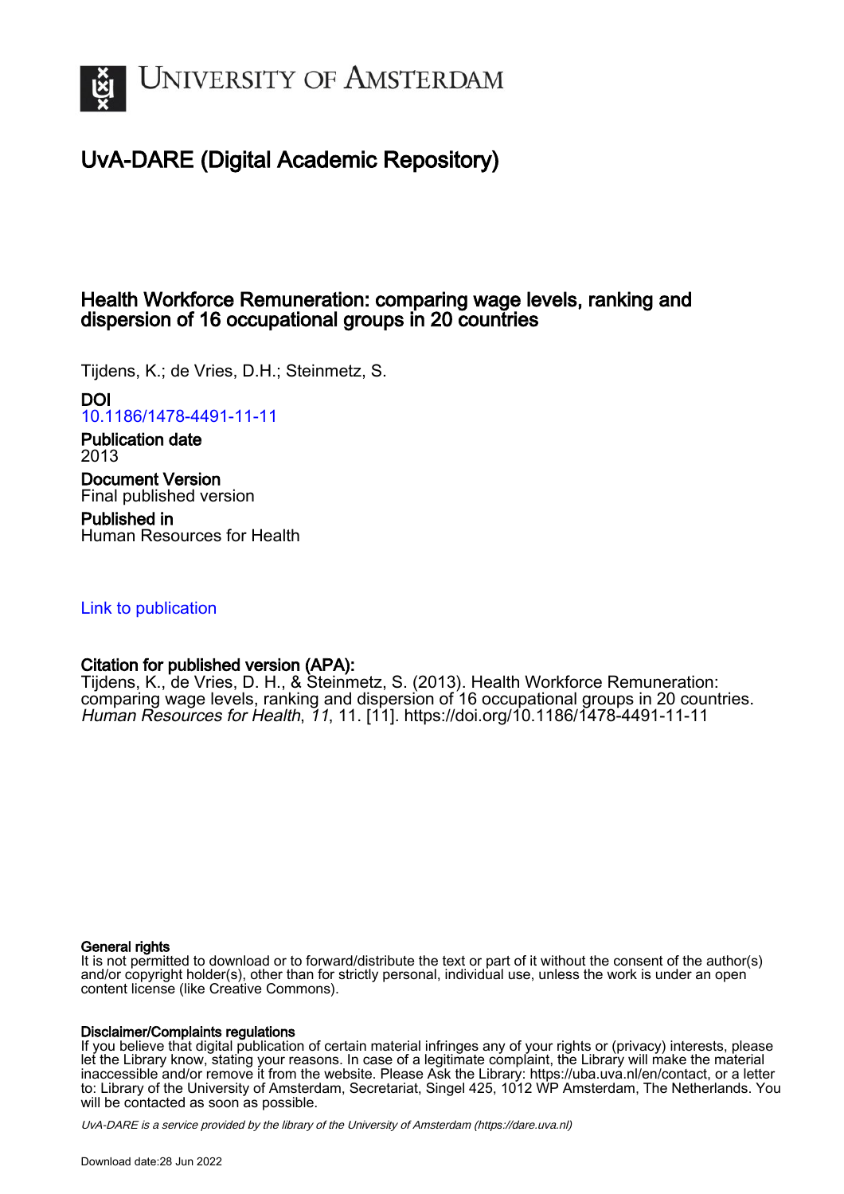University of Amsterdam

# UvA-DARE (Digital Academic Repository)

## Health Workforce Remuneration: comparing wage levels, ranking and dispersion of 16 occupational groups in 20 countries

Tijdens, K.; de Vries, D.H.; Steinmetz, S.

**DOI**
10.1186/1478-4491-11-11

**Publication date**
2013

**Document Version**
Final published version

**Published in**
Human Resources for Health

Link to publication

**Citation for published version (APA):**
Tijdens, K., de Vries, D. H., & Steinmetz, S. (2013). Health Workforce Remuneration: comparing wage levels, ranking and dispersion of 16 occupational groups in 20 countries. *Human Resources for Health*, *11*, 11. [11]. https://doi.org/10.1186/1478-4491-11-11

**General rights**
It is not permitted to download or to forward/distribute the text or part of it without the consent of the author(s) and/or copyright holder(s), other than for strictly personal, individual use, unless the work is under an open content license (like Creative Commons).

**Disclaimer/Complaints regulations**
If you believe that digital publication of certain material infringes any of your rights or (privacy) interests, please let the Library know, stating your reasons. In case of a legitimate complaint, the Library will make the material inaccessible and/or remove it from the website. Please Ask the Library: https://uba.uva.nl/en/contact, or a letter to: Library of the University of Amsterdam, Secretariat, Singel 425, 1012 WP Amsterdam, The Netherlands. You will be contacted as soon as possible.

*UvA-DARE is a service provided by the library of the University of Amsterdam (https://dare.uva.nl)*

Download date:28 Jun 2022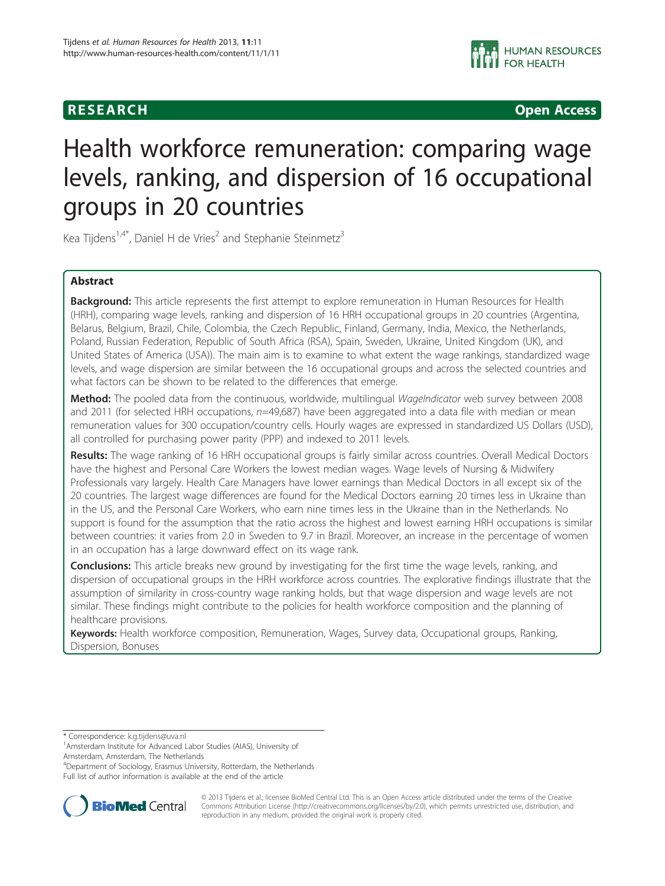**RESEARCH Open Access**

# Health workforce remuneration: comparing wage levels, ranking, and dispersion of 16 occupational groups in 20 countries

Kea Tijdens[1,4*], Daniel H de Vries[2] and Stephanie Steinmetz[3]

## Abstract

**Background:** This article represents the first attempt to explore remuneration in Human Resources for Health (HRH), comparing wage levels, ranking and dispersion of 16 HRH occupational groups in 20 countries (Argentina, Belarus, Belgium, Brazil, Chile, Colombia, the Czech Republic, Finland, Germany, India, Mexico, the Netherlands, Poland, Russian Federation, Republic of South Africa (RSA), Spain, Sweden, Ukraine, United Kingdom (UK), and United States of America (USA)). The main aim is to examine to what extent the wage rankings, standardized wage levels, and wage dispersion are similar between the 16 occupational groups and across the selected countries and what factors can be shown to be related to the differences that emerge.

**Method:** The pooled data from the continuous, worldwide, multilingual *WageIndicator* web survey between 2008 and 2011 (for selected HRH occupations, *n*=49,687) have been aggregated into a data file with median or mean remuneration values for 300 occupation/country cells. Hourly wages are expressed in standardized US Dollars (USD), all controlled for purchasing power parity (PPP) and indexed to 2011 levels.

**Results:** The wage ranking of 16 HRH occupational groups is fairly similar across countries. Overall Medical Doctors have the highest and Personal Care Workers the lowest median wages. Wage levels of Nursing & Midwifery Professionals vary largely. Health Care Managers have lower earnings than Medical Doctors in all except six of the 20 countries. The largest wage differences are found for the Medical Doctors earning 20 times less in Ukraine than in the US, and the Personal Care Workers, who earn nine times less in the Ukraine than in the Netherlands. No support is found for the assumption that the ratio across the highest and lowest earning HRH occupations is similar between countries: it varies from 2.0 in Sweden to 9.7 in Brazil. Moreover, an increase in the percentage of women in an occupation has a large downward effect on its wage rank.

**Conclusions:** This article breaks new ground by investigating for the first time the wage levels, ranking, and dispersion of occupational groups in the HRH workforce across countries. The explorative findings illustrate that the assumption of similarity in cross-country wage ranking holds, but that wage dispersion and wage levels are not similar. These findings might contribute to the policies for health workforce composition and the planning of healthcare provisions.

**Keywords:** Health workforce composition, Remuneration, Wages, Survey data, Occupational groups, Ranking, Dispersion, Bonuses

\* Correspondence: k.g.tijdens@uva.nl
[1]Amsterdam Institute for Advanced Labor Studies (AIAS), University of Amsterdam, Amsterdam, The Netherlands
[4]Department of Sociology, Erasmus University, Rotterdam, the Netherlands
Full list of author information is available at the end of the article

© 2013 Tijdens et al.; licensee BioMed Central Ltd. This is an Open Access article distributed under the terms of the Creative Commons Attribution License (http://creativecommons.org/licenses/by/2.0), which permits unrestricted use, distribution, and reproduction in any medium, provided the original work is properly cited.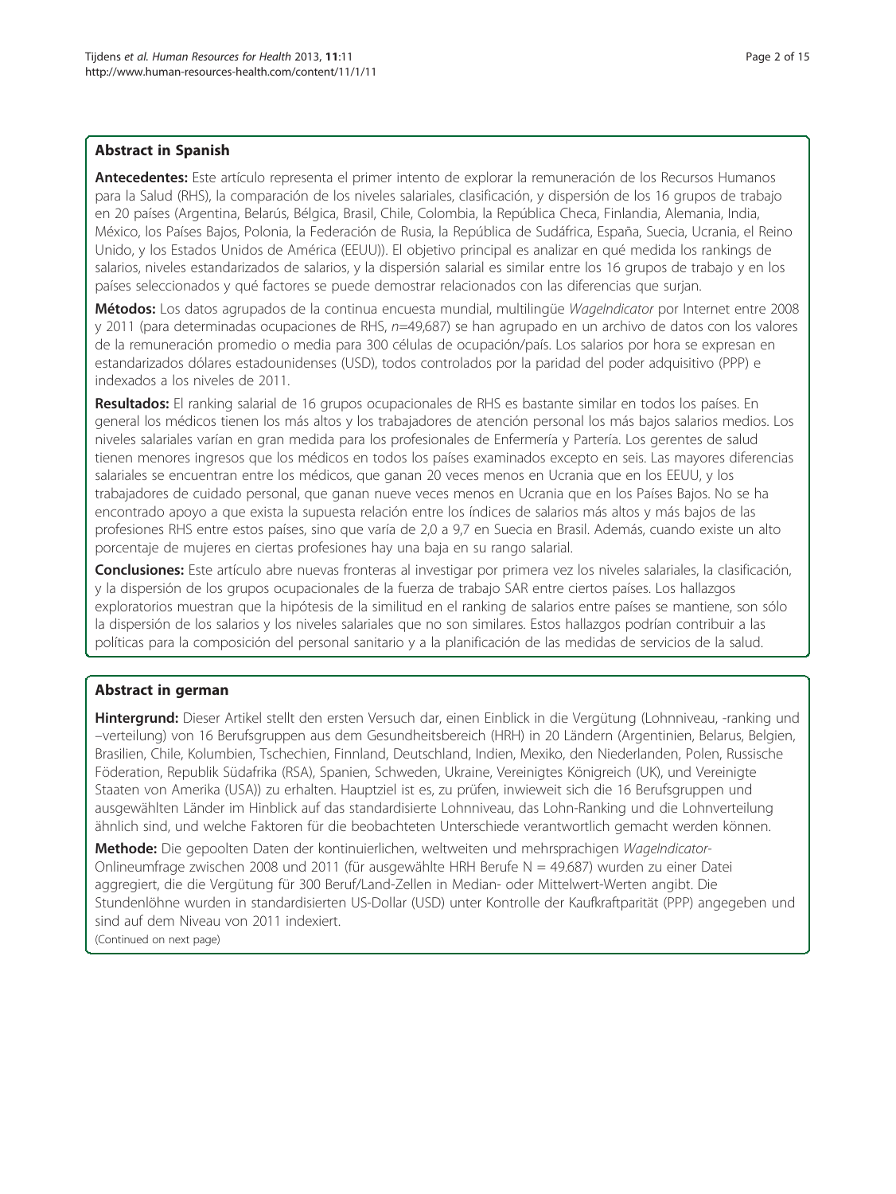## Abstract in Spanish

**Antecedentes:** Este artículo representa el primer intento de explorar la remuneración de los Recursos Humanos para la Salud (RHS), la comparación de los niveles salariales, clasificación, y dispersión de los 16 grupos de trabajo en 20 países (Argentina, Belarús, Bélgica, Brasil, Chile, Colombia, la República Checa, Finlandia, Alemania, India, México, los Países Bajos, Polonia, la Federación de Rusia, la República de Sudáfrica, España, Suecia, Ucrania, el Reino Unido, y los Estados Unidos de América (EEUU)). El objetivo principal es analizar en qué medida los rankings de salarios, niveles estandarizados de salarios, y la dispersión salarial es similar entre los 16 grupos de trabajo y en los países seleccionados y qué factores se puede demostrar relacionados con las diferencias que surjan.

**Métodos:** Los datos agrupados de la continua encuesta mundial, multilingüe *WageIndicator* por Internet entre 2008 y 2011 (para determinadas ocupaciones de RHS, *n*=49,687) se han agrupado en un archivo de datos con los valores de la remuneración promedio o media para 300 células de ocupación/país. Los salarios por hora se expresan en estandarizados dólares estadounidenses (USD), todos controlados por la paridad del poder adquisitivo (PPP) e indexados a los niveles de 2011.

**Resultados:** El ranking salarial de 16 grupos ocupacionales de RHS es bastante similar en todos los países. En general los médicos tienen los más altos y los trabajadores de atención personal los más bajos salarios medios. Los niveles salariales varían en gran medida para los profesionales de Enfermería y Partería. Los gerentes de salud tienen menores ingresos que los médicos en todos los países examinados excepto en seis. Las mayores diferencias salariales se encuentran entre los médicos, que ganan 20 veces menos en Ucrania que en los EEUU, y los trabajadores de cuidado personal, que ganan nueve veces menos en Ucrania que en los Países Bajos. No se ha encontrado apoyo a que exista la supuesta relación entre los índices de salarios más altos y más bajos de las profesiones RHS entre estos países, sino que varía de 2,0 a 9,7 en Suecia en Brasil. Además, cuando existe un alto porcentaje de mujeres en ciertas profesiones hay una baja en su rango salarial.

**Conclusiones:** Este artículo abre nuevas fronteras al investigar por primera vez los niveles salariales, la clasificación, y la dispersión de los grupos ocupacionales de la fuerza de trabajo SAR entre ciertos países. Los hallazgos exploratorios muestran que la hipótesis de la similitud en el ranking de salarios entre países se mantiene, son sólo la dispersión de los salarios y los niveles salariales que no son similares. Estos hallazgos podrían contribuir a las políticas para la composición del personal sanitario y a la planificación de las medidas de servicios de la salud.

## Abstract in german

**Hintergrund:** Dieser Artikel stellt den ersten Versuch dar, einen Einblick in die Vergütung (Lohnniveau, -ranking und –verteilung) von 16 Berufsgruppen aus dem Gesundheitsbereich (HRH) in 20 Ländern (Argentinien, Belarus, Belgien, Brasilien, Chile, Kolumbien, Tschechien, Finnland, Deutschland, Indien, Mexiko, den Niederlanden, Polen, Russische Föderation, Republik Südafrika (RSA), Spanien, Schweden, Ukraine, Vereinigtes Königreich (UK), und Vereinigte Staaten von Amerika (USA)) zu erhalten. Hauptziel ist es, zu prüfen, inwieweit sich die 16 Berufsgruppen und ausgewählten Länder im Hinblick auf das standardisierte Lohnniveau, das Lohn-Ranking und die Lohnverteilung ähnlich sind, und welche Faktoren für die beobachteten Unterschiede verantwortlich gemacht werden können.

**Methode:** Die gepoolten Daten der kontinuierlichen, weltweiten und mehrsprachigen *WageIndicator*-Onlineumfrage zwischen 2008 und 2011 (für ausgewählte HRH Berufe N = 49.687) wurden zu einer Datei aggregiert, die die Vergütung für 300 Beruf/Land-Zellen in Median- oder Mittelwert-Werten angibt. Die Stundenlöhne wurden in standardisierten US-Dollar (USD) unter Kontrolle der Kaufkraftparität (PPP) angegeben und sind auf dem Niveau von 2011 indexiert.

(Continued on next page)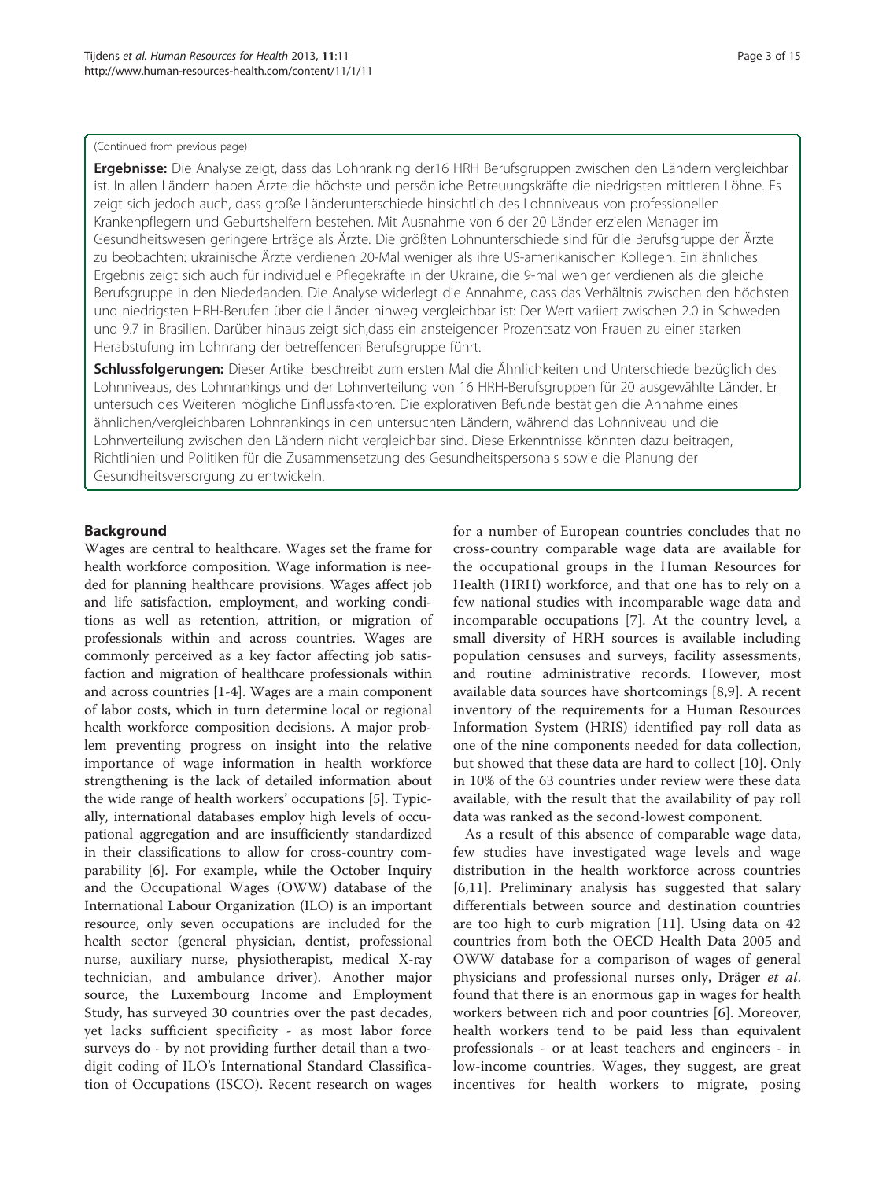(Continued from previous page)

**Ergebnisse:** Die Analyse zeigt, dass das Lohnranking der16 HRH Berufsgruppen zwischen den Ländern vergleichbar ist. In allen Ländern haben Ärzte die höchste und persönliche Betreuungskräfte die niedrigsten mittleren Löhne. Es zeigt sich jedoch auch, dass große Länderunterschiede hinsichtlich des Lohnniveaus von professionellen Krankenpflegern und Geburtshelfern bestehen. Mit Ausnahme von 6 der 20 Länder erzielen Manager im Gesundheitswesen geringere Erträge als Ärzte. Die größten Lohnunterschiede sind für die Berufsgruppe der Ärzte zu beobachten: ukrainische Ärzte verdienen 20-Mal weniger als ihre US-amerikanischen Kollegen. Ein ähnliches Ergebnis zeigt sich auch für individuelle Pflegekräfte in der Ukraine, die 9-mal weniger verdienen als die gleiche Berufsgruppe in den Niederlanden. Die Analyse widerlegt die Annahme, dass das Verhältnis zwischen den höchsten und niedrigsten HRH-Berufen über die Länder hinweg vergleichbar ist: Der Wert variiert zwischen 2.0 in Schweden und 9.7 in Brasilien. Darüber hinaus zeigt sich,dass ein ansteigender Prozentsatz von Frauen zu einer starken Herabstufung im Lohnrang der betreffenden Berufsgruppe führt.

**Schlussfolgerungen:** Dieser Artikel beschreibt zum ersten Mal die Ähnlichkeiten und Unterschiede bezüglich des Lohnniveaus, des Lohnrankings und der Lohnverteilung von 16 HRH-Berufsgruppen für 20 ausgewählte Länder. Er untersuch des Weiteren mögliche Einflussfaktoren. Die explorativen Befunde bestätigen die Annahme eines ähnlichen/vergleichbaren Lohnrankings in den untersuchten Ländern, während das Lohnniveau und die Lohnverteilung zwischen den Ländern nicht vergleichbar sind. Diese Erkenntnisse könnten dazu beitragen, Richtlinien und Politiken für die Zusammensetzung des Gesundheitspersonals sowie die Planung der Gesundheitsversorgung zu entwickeln.

## Background

Wages are central to healthcare. Wages set the frame for health workforce composition. Wage information is needed for planning healthcare provisions. Wages affect job and life satisfaction, employment, and working conditions as well as retention, attrition, or migration of professionals within and across countries. Wages are commonly perceived as a key factor affecting job satisfaction and migration of healthcare professionals within and across countries [1-4]. Wages are a main component of labor costs, which in turn determine local or regional health workforce composition decisions. A major problem preventing progress on insight into the relative importance of wage information in health workforce strengthening is the lack of detailed information about the wide range of health workers' occupations [5]. Typically, international databases employ high levels of occupational aggregation and are insufficiently standardized in their classifications to allow for cross-country comparability [6]. For example, while the October Inquiry and the Occupational Wages (OWW) database of the International Labour Organization (ILO) is an important resource, only seven occupations are included for the health sector (general physician, dentist, professional nurse, auxiliary nurse, physiotherapist, medical X-ray technician, and ambulance driver). Another major source, the Luxembourg Income and Employment Study, has surveyed 30 countries over the past decades, yet lacks sufficient specificity - as most labor force surveys do - by not providing further detail than a two-digit coding of ILO's International Standard Classification of Occupations (ISCO). Recent research on wages for a number of European countries concludes that no cross-country comparable wage data are available for the occupational groups in the Human Resources for Health (HRH) workforce, and that one has to rely on a few national studies with incomparable wage data and incomparable occupations [7]. At the country level, a small diversity of HRH sources is available including population censuses and surveys, facility assessments, and routine administrative records. However, most available data sources have shortcomings [8,9]. A recent inventory of the requirements for a Human Resources Information System (HRIS) identified pay roll data as one of the nine components needed for data collection, but showed that these data are hard to collect [10]. Only in 10% of the 63 countries under review were these data available, with the result that the availability of pay roll data was ranked as the second-lowest component.

As a result of this absence of comparable wage data, few studies have investigated wage levels and wage distribution in the health workforce across countries [6,11]. Preliminary analysis has suggested that salary differentials between source and destination countries are too high to curb migration [11]. Using data on 42 countries from both the OECD Health Data 2005 and OWW database for a comparison of wages of general physicians and professional nurses only, Dräger *et al.* found that there is an enormous gap in wages for health workers between rich and poor countries [6]. Moreover, health workers tend to be paid less than equivalent professionals - or at least teachers and engineers - in low-income countries. Wages, they suggest, are great incentives for health workers to migrate, posing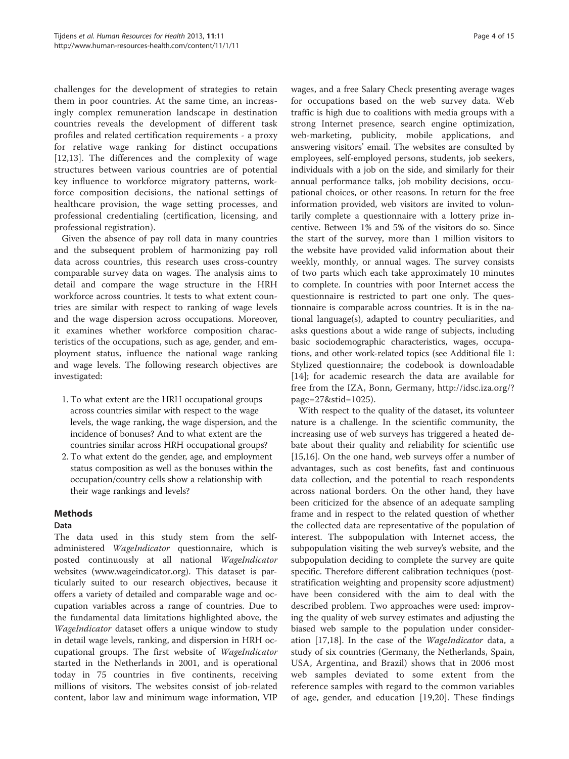challenges for the development of strategies to retain them in poor countries. At the same time, an increasingly complex remuneration landscape in destination countries reveals the development of different task profiles and related certification requirements - a proxy for relative wage ranking for distinct occupations [12,13]. The differences and the complexity of wage structures between various countries are of potential key influence to workforce migratory patterns, workforce composition decisions, the national settings of healthcare provision, the wage setting processes, and professional credentialing (certification, licensing, and professional registration).

Given the absence of pay roll data in many countries and the subsequent problem of harmonizing pay roll data across countries, this research uses cross-country comparable survey data on wages. The analysis aims to detail and compare the wage structure in the HRH workforce across countries. It tests to what extent countries are similar with respect to ranking of wage levels and the wage dispersion across occupations. Moreover, it examines whether workforce composition characteristics of the occupations, such as age, gender, and employment status, influence the national wage ranking and wage levels. The following research objectives are investigated:

1. To what extent are the HRH occupational groups across countries similar with respect to the wage levels, the wage ranking, the wage dispersion, and the incidence of bonuses? And to what extent are the countries similar across HRH occupational groups?
2. To what extent do the gender, age, and employment status composition as well as the bonuses within the occupation/country cells show a relationship with their wage rankings and levels?

## Methods

### Data

The data used in this study stem from the self-administered *WageIndicator* questionnaire, which is posted continuously at all national *WageIndicator* websites (www.wageindicator.org). This dataset is particularly suited to our research objectives, because it offers a variety of detailed and comparable wage and occupation variables across a range of countries. Due to the fundamental data limitations highlighted above, the *WageIndicator* dataset offers a unique window to study in detail wage levels, ranking, and dispersion in HRH occupational groups. The first website of *WageIndicator* started in the Netherlands in 2001, and is operational today in 75 countries in five continents, receiving millions of visitors. The websites consist of job-related content, labor law and minimum wage information, VIP wages, and a free Salary Check presenting average wages for occupations based on the web survey data. Web traffic is high due to coalitions with media groups with a strong Internet presence, search engine optimization, web-marketing, publicity, mobile applications, and answering visitors' email. The websites are consulted by employees, self-employed persons, students, job seekers, individuals with a job on the side, and similarly for their annual performance talks, job mobility decisions, occupational choices, or other reasons. In return for the free information provided, web visitors are invited to voluntarily complete a questionnaire with a lottery prize incentive. Between 1% and 5% of the visitors do so. Since the start of the survey, more than 1 million visitors to the website have provided valid information about their weekly, monthly, or annual wages. The survey consists of two parts which each take approximately 10 minutes to complete. In countries with poor Internet access the questionnaire is restricted to part one only. The questionnaire is comparable across countries. It is in the national language(s), adapted to country peculiarities, and asks questions about a wide range of subjects, including basic sociodemographic characteristics, wages, occupations, and other work-related topics (see Additional file 1: Stylized questionnaire; the codebook is downloadable [14]; for academic research the data are available for free from the IZA, Bonn, Germany, http://idsc.iza.org/?page=27&stid=1025).

With respect to the quality of the dataset, its volunteer nature is a challenge. In the scientific community, the increasing use of web surveys has triggered a heated debate about their quality and reliability for scientific use [15,16]. On the one hand, web surveys offer a number of advantages, such as cost benefits, fast and continuous data collection, and the potential to reach respondents across national borders. On the other hand, they have been criticized for the absence of an adequate sampling frame and in respect to the related question of whether the collected data are representative of the population of interest. The subpopulation with Internet access, the subpopulation visiting the web survey's website, and the subpopulation deciding to complete the survey are quite specific. Therefore different calibration techniques (post-stratification weighting and propensity score adjustment) have been considered with the aim to deal with the described problem. Two approaches were used: improving the quality of web survey estimates and adjusting the biased web sample to the population under consideration [17,18]. In the case of the *WageIndicator* data, a study of six countries (Germany, the Netherlands, Spain, USA, Argentina, and Brazil) shows that in 2006 most web samples deviated to some extent from the reference samples with regard to the common variables of age, gender, and education [19,20]. These findings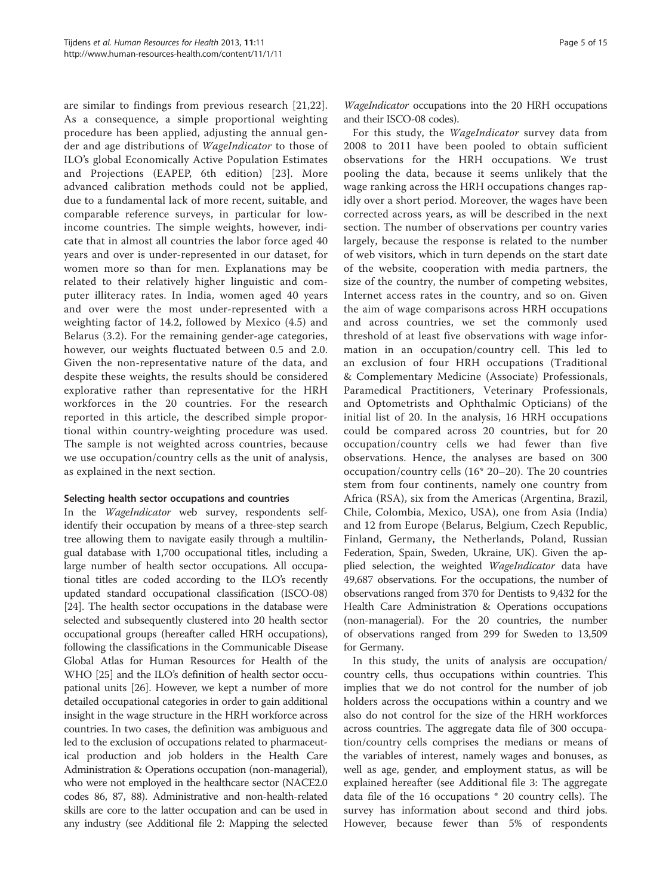are similar to findings from previous research [21,22]. As a consequence, a simple proportional weighting procedure has been applied, adjusting the annual gender and age distributions of *WageIndicator* to those of ILO's global Economically Active Population Estimates and Projections (EAPEP, 6th edition) [23]. More advanced calibration methods could not be applied, due to a fundamental lack of more recent, suitable, and comparable reference surveys, in particular for low-income countries. The simple weights, however, indicate that in almost all countries the labor force aged 40 years and over is under-represented in our dataset, for women more so than for men. Explanations may be related to their relatively higher linguistic and computer illiteracy rates. In India, women aged 40 years and over were the most under-represented with a weighting factor of 14.2, followed by Mexico (4.5) and Belarus (3.2). For the remaining gender-age categories, however, our weights fluctuated between 0.5 and 2.0. Given the non-representative nature of the data, and despite these weights, the results should be considered explorative rather than representative for the HRH workforces in the 20 countries. For the research reported in this article, the described simple proportional within country-weighting procedure was used. The sample is not weighted across countries, because we use occupation/country cells as the unit of analysis, as explained in the next section.

### Selecting health sector occupations and countries

In the *WageIndicator* web survey, respondents self-identify their occupation by means of a three-step search tree allowing them to navigate easily through a multilingual database with 1,700 occupational titles, including a large number of health sector occupations. All occupational titles are coded according to the ILO's recently updated standard occupational classification (ISCO-08) [24]. The health sector occupations in the database were selected and subsequently clustered into 20 health sector occupational groups (hereafter called HRH occupations), following the classifications in the Communicable Disease Global Atlas for Human Resources for Health of the WHO [25] and the ILO's definition of health sector occupational units [26]. However, we kept a number of more detailed occupational categories in order to gain additional insight in the wage structure in the HRH workforce across countries. In two cases, the definition was ambiguous and led to the exclusion of occupations related to pharmaceutical production and job holders in the Health Care Administration & Operations occupation (non-managerial), who were not employed in the healthcare sector (NACE2.0 codes 86, 87, 88). Administrative and non-health-related skills are core to the latter occupation and can be used in any industry (see Additional file 2: Mapping the selected *WageIndicator* occupations into the 20 HRH occupations and their ISCO-08 codes).

For this study, the *WageIndicator* survey data from 2008 to 2011 have been pooled to obtain sufficient observations for the HRH occupations. We trust pooling the data, because it seems unlikely that the wage ranking across the HRH occupations changes rapidly over a short period. Moreover, the wages have been corrected across years, as will be described in the next section. The number of observations per country varies largely, because the response is related to the number of web visitors, which in turn depends on the start date of the website, cooperation with media partners, the size of the country, the number of competing websites, Internet access rates in the country, and so on. Given the aim of wage comparisons across HRH occupations and across countries, we set the commonly used threshold of at least five observations with wage information in an occupation/country cell. This led to an exclusion of four HRH occupations (Traditional & Complementary Medicine (Associate) Professionals, Paramedical Practitioners, Veterinary Professionals, and Optometrists and Ophthalmic Opticians) of the initial list of 20. In the analysis, 16 HRH occupations could be compared across 20 countries, but for 20 occupation/country cells we had fewer than five observations. Hence, the analyses are based on 300 occupation/country cells (16* 20–20). The 20 countries stem from four continents, namely one country from Africa (RSA), six from the Americas (Argentina, Brazil, Chile, Colombia, Mexico, USA), one from Asia (India) and 12 from Europe (Belarus, Belgium, Czech Republic, Finland, Germany, the Netherlands, Poland, Russian Federation, Spain, Sweden, Ukraine, UK). Given the applied selection, the weighted *WageIndicator* data have 49,687 observations. For the occupations, the number of observations ranged from 370 for Dentists to 9,432 for the Health Care Administration & Operations occupations (non-managerial). For the 20 countries, the number of observations ranged from 299 for Sweden to 13,509 for Germany.

In this study, the units of analysis are occupation/country cells, thus occupations within countries. This implies that we do not control for the number of job holders across the occupations within a country and we also do not control for the size of the HRH workforces across countries. The aggregate data file of 300 occupation/country cells comprises the medians or means of the variables of interest, namely wages and bonuses, as well as age, gender, and employment status, as will be explained hereafter (see Additional file 3: The aggregate data file of the 16 occupations * 20 country cells). The survey has information about second and third jobs. However, because fewer than 5% of respondents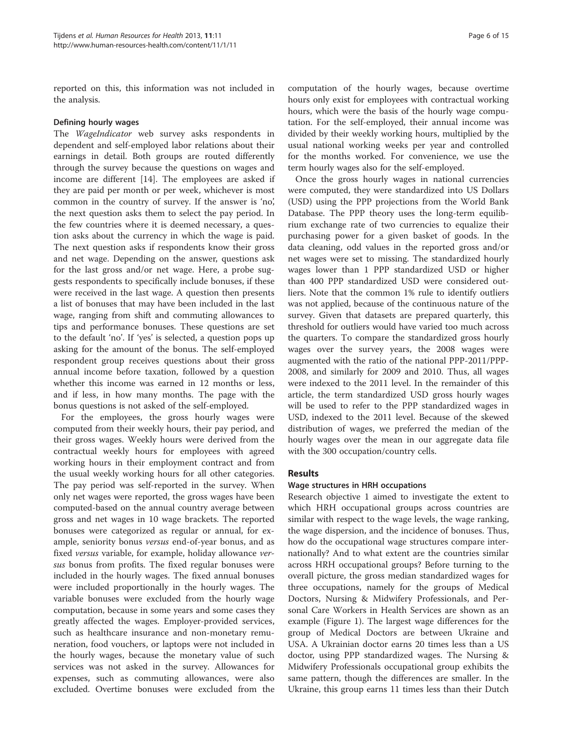reported on this, this information was not included in the analysis.

### Defining hourly wages

The *WageIndicator* web survey asks respondents in dependent and self-employed labor relations about their earnings in detail. Both groups are routed differently through the survey because the questions on wages and income are different [14]. The employees are asked if they are paid per month or per week, whichever is most common in the country of survey. If the answer is 'no', the next question asks them to select the pay period. In the few countries where it is deemed necessary, a question asks about the currency in which the wage is paid. The next question asks if respondents know their gross and net wage. Depending on the answer, questions ask for the last gross and/or net wage. Here, a probe suggests respondents to specifically include bonuses, if these were received in the last wage. A question then presents a list of bonuses that may have been included in the last wage, ranging from shift and commuting allowances to tips and performance bonuses. These questions are set to the default 'no'. If 'yes' is selected, a question pops up asking for the amount of the bonus. The self-employed respondent group receives questions about their gross annual income before taxation, followed by a question whether this income was earned in 12 months or less, and if less, in how many months. The page with the bonus questions is not asked of the self-employed.

For the employees, the gross hourly wages were computed from their weekly hours, their pay period, and their gross wages. Weekly hours were derived from the contractual weekly hours for employees with agreed working hours in their employment contract and from the usual weekly working hours for all other categories. The pay period was self-reported in the survey. When only net wages were reported, the gross wages have been computed-based on the annual country average between gross and net wages in 10 wage brackets. The reported bonuses were categorized as regular or annual, for example, seniority bonus *versus* end-of-year bonus, and as fixed *versus* variable, for example, holiday allowance *versus* bonus from profits. The fixed regular bonuses were included in the hourly wages. The fixed annual bonuses were included proportionally in the hourly wages. The variable bonuses were excluded from the hourly wage computation, because in some years and some cases they greatly affected the wages. Employer-provided services, such as healthcare insurance and non-monetary remuneration, food vouchers, or laptops were not included in the hourly wages, because the monetary value of such services was not asked in the survey. Allowances for expenses, such as commuting allowances, were also excluded. Overtime bonuses were excluded from the computation of the hourly wages, because overtime hours only exist for employees with contractual working hours, which were the basis of the hourly wage computation. For the self-employed, their annual income was divided by their weekly working hours, multiplied by the usual national working weeks per year and controlled for the months worked. For convenience, we use the term hourly wages also for the self-employed.

Once the gross hourly wages in national currencies were computed, they were standardized into US Dollars (USD) using the PPP projections from the World Bank Database. The PPP theory uses the long-term equilibrium exchange rate of two currencies to equalize their purchasing power for a given basket of goods. In the data cleaning, odd values in the reported gross and/or net wages were set to missing. The standardized hourly wages lower than 1 PPP standardized USD or higher than 400 PPP standardized USD were considered outliers. Note that the common 1% rule to identify outliers was not applied, because of the continuous nature of the survey. Given that datasets are prepared quarterly, this threshold for outliers would have varied too much across the quarters. To compare the standardized gross hourly wages over the survey years, the 2008 wages were augmented with the ratio of the national PPP-2011/PPP-2008, and similarly for 2009 and 2010. Thus, all wages were indexed to the 2011 level. In the remainder of this article, the term standardized USD gross hourly wages will be used to refer to the PPP standardized wages in USD, indexed to the 2011 level. Because of the skewed distribution of wages, we preferred the median of the hourly wages over the mean in our aggregate data file with the 300 occupation/country cells.

## Results

### Wage structures in HRH occupations

Research objective 1 aimed to investigate the extent to which HRH occupational groups across countries are similar with respect to the wage levels, the wage ranking, the wage dispersion, and the incidence of bonuses. Thus, how do the occupational wage structures compare internationally? And to what extent are the countries similar across HRH occupational groups? Before turning to the overall picture, the gross median standardized wages for three occupations, namely for the groups of Medical Doctors, Nursing & Midwifery Professionals, and Personal Care Workers in Health Services are shown as an example (Figure 1). The largest wage differences for the group of Medical Doctors are between Ukraine and USA. A Ukrainian doctor earns 20 times less than a US doctor, using PPP standardized wages. The Nursing & Midwifery Professionals occupational group exhibits the same pattern, though the differences are smaller. In the Ukraine, this group earns 11 times less than their Dutch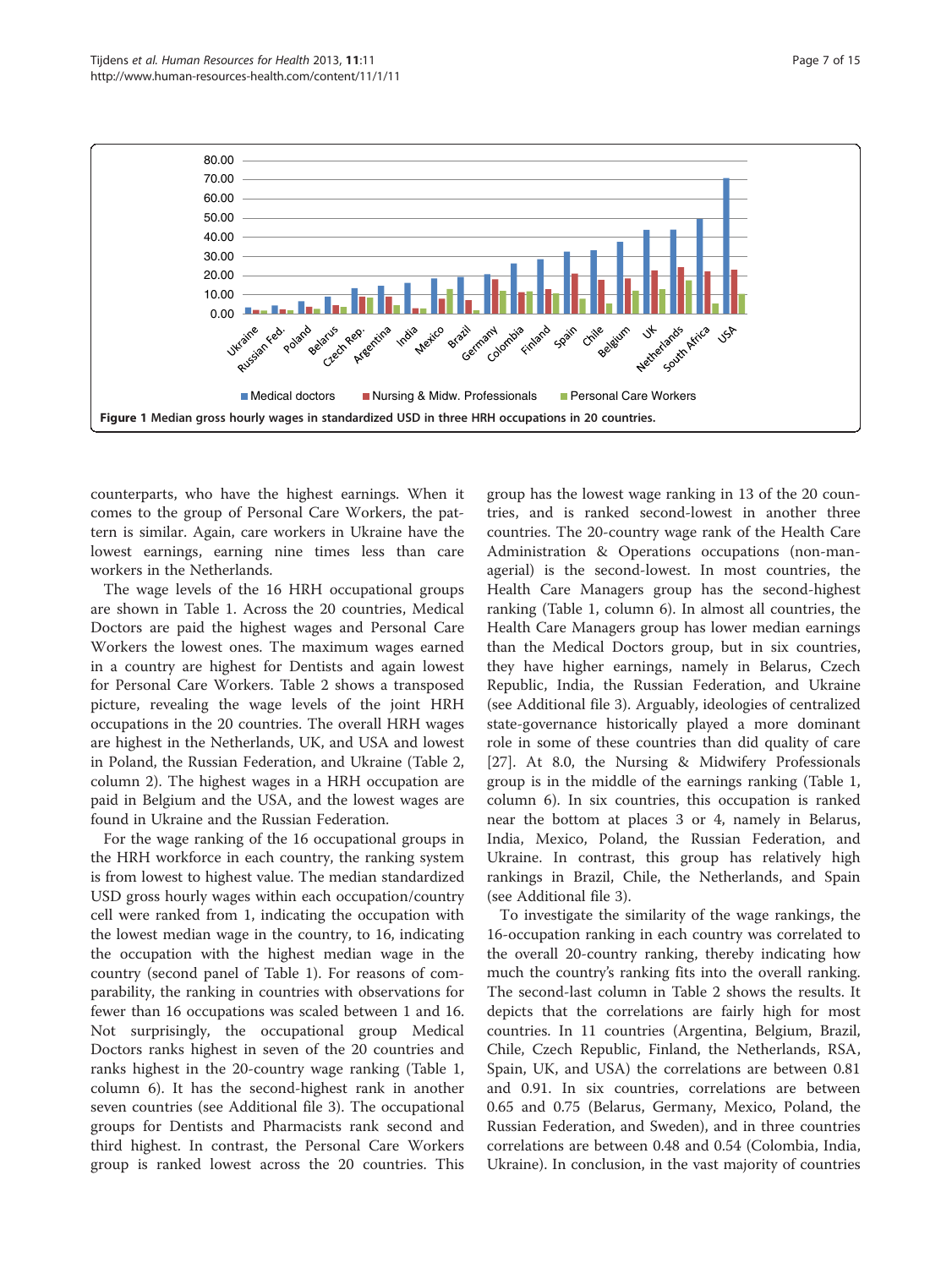**Figure 1 Median gross hourly wages in standardized USD in three HRH occupations in 20 countries.**

counterparts, who have the highest earnings. When it comes to the group of Personal Care Workers, the pattern is similar. Again, care workers in Ukraine have the lowest earnings, earning nine times less than care workers in the Netherlands.

The wage levels of the 16 HRH occupational groups are shown in Table 1. Across the 20 countries, Medical Doctors are paid the highest wages and Personal Care Workers the lowest ones. The maximum wages earned in a country are highest for Dentists and again lowest for Personal Care Workers. Table 2 shows a transposed picture, revealing the wage levels of the joint HRH occupations in the 20 countries. The overall HRH wages are highest in the Netherlands, UK, and USA and lowest in Poland, the Russian Federation, and Ukraine (Table 2, column 2). The highest wages in a HRH occupation are paid in Belgium and the USA, and the lowest wages are found in Ukraine and the Russian Federation.

For the wage ranking of the 16 occupational groups in the HRH workforce in each country, the ranking system is from lowest to highest value. The median standardized USD gross hourly wages within each occupation/country cell were ranked from 1, indicating the occupation with the lowest median wage in the country, to 16, indicating the occupation with the highest median wage in the country (second panel of Table 1). For reasons of comparability, the ranking in countries with observations for fewer than 16 occupations was scaled between 1 and 16. Not surprisingly, the occupational group Medical Doctors ranks highest in seven of the 20 countries and ranks highest in the 20-country wage ranking (Table 1, column 6). It has the second-highest rank in another seven countries (see Additional file 3). The occupational groups for Dentists and Pharmacists rank second and third highest. In contrast, the Personal Care Workers group is ranked lowest across the 20 countries. This group has the lowest wage ranking in 13 of the 20 countries, and is ranked second-lowest in another three countries. The 20-country wage rank of the Health Care Administration & Operations occupations (non-managerial) is the second-lowest. In most countries, the Health Care Managers group has the second-highest ranking (Table 1, column 6). In almost all countries, the Health Care Managers group has lower median earnings than the Medical Doctors group, but in six countries, they have higher earnings, namely in Belarus, Czech Republic, India, the Russian Federation, and Ukraine (see Additional file 3). Arguably, ideologies of centralized state-governance historically played a more dominant role in some of these countries than did quality of care [27]. At 8.0, the Nursing & Midwifery Professionals group is in the middle of the earnings ranking (Table 1, column 6). In six countries, this occupation is ranked near the bottom at places 3 or 4, namely in Belarus, India, Mexico, Poland, the Russian Federation, and Ukraine. In contrast, this group has relatively high rankings in Brazil, Chile, the Netherlands, and Spain (see Additional file 3).

To investigate the similarity of the wage rankings, the 16-occupation ranking in each country was correlated to the overall 20-country ranking, thereby indicating how much the country's ranking fits into the overall ranking. The second-last column in Table 2 shows the results. It depicts that the correlations are fairly high for most countries. In 11 countries (Argentina, Belgium, Brazil, Chile, Czech Republic, Finland, the Netherlands, RSA, Spain, UK, and USA) the correlations are between 0.81 and 0.91. In six countries, correlations are between 0.65 and 0.75 (Belarus, Germany, Mexico, Poland, the Russian Federation, and Sweden), and in three countries correlations are between 0.48 and 0.54 (Colombia, India, Ukraine). In conclusion, in the vast majority of countries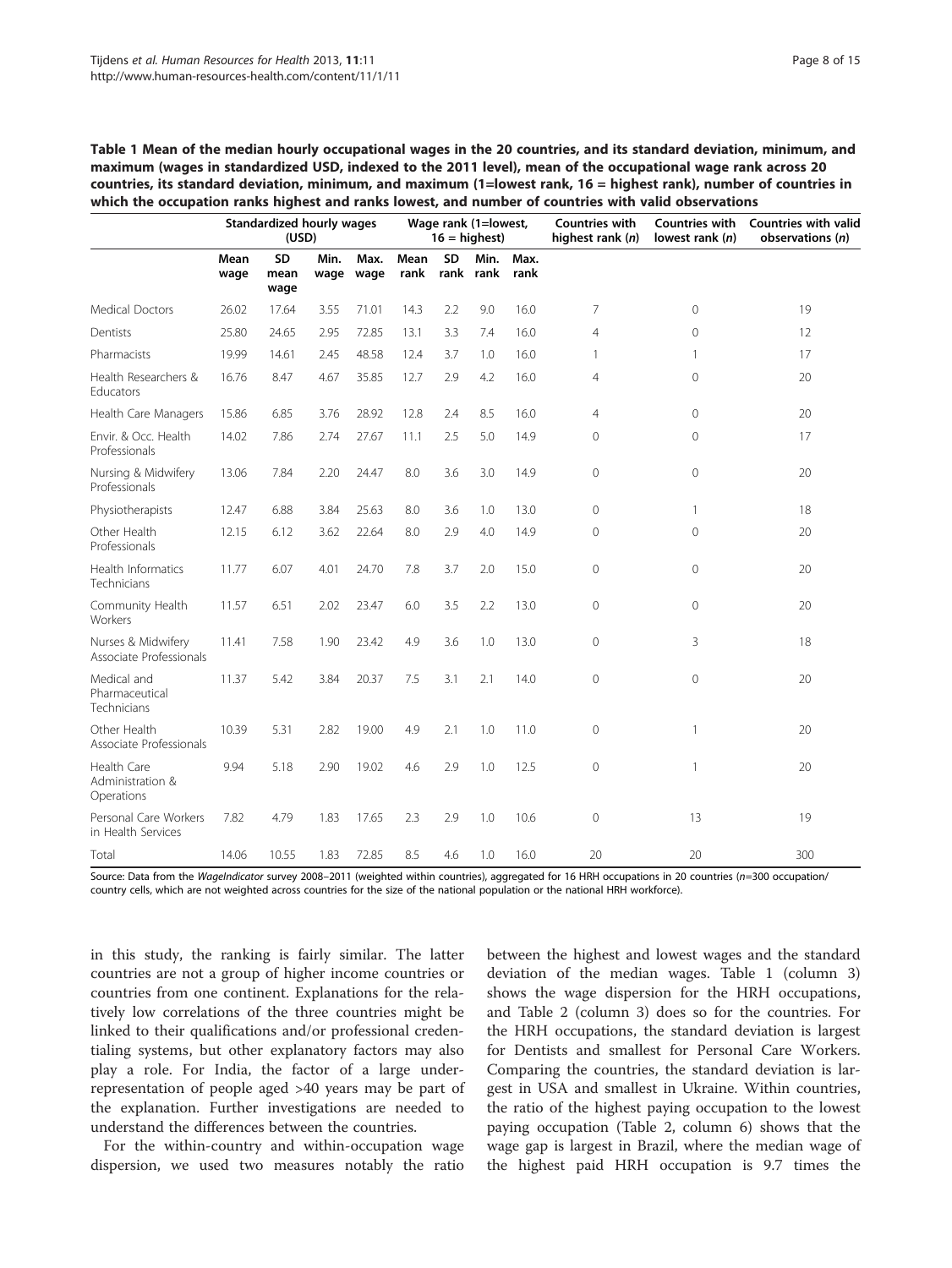**Table 1 Mean of the median hourly occupational wages in the 20 countries, and its standard deviation, minimum, and maximum (wages in standardized USD, indexed to the 2011 level), mean of the occupational wage rank across 20 countries, its standard deviation, minimum, and maximum (1=lowest rank, 16 = highest rank), number of countries in which the occupation ranks highest and ranks lowest, and number of countries with valid observations**

| | Standardized hourly wages (USD) | | | | Wage rank (1=lowest, 16 = highest) | | | | Countries with highest rank (*n*) | Countries with lowest rank (*n*) | Countries with valid observations (*n*) |
|---|---|---|---|---|---|---|---|---|---|---|---|
| | Mean wage | SD mean wage | Min. wage | Max. wage | Mean rank | SD rank | Min. rank | Max. rank | | | |
| Medical Doctors | 26.02 | 17.64 | 3.55 | 71.01 | 14.3 | 2.2 | 9.0 | 16.0 | 7 | 0 | 19 |
| Dentists | 25.80 | 24.65 | 2.95 | 72.85 | 13.1 | 3.3 | 7.4 | 16.0 | 4 | 0 | 12 |
| Pharmacists | 19.99 | 14.61 | 2.45 | 48.58 | 12.4 | 3.7 | 1.0 | 16.0 | 1 | 1 | 17 |
| Health Researchers & Educators | 16.76 | 8.47 | 4.67 | 35.85 | 12.7 | 2.9 | 4.2 | 16.0 | 4 | 0 | 20 |
| Health Care Managers | 15.86 | 6.85 | 3.76 | 28.92 | 12.8 | 2.4 | 8.5 | 16.0 | 4 | 0 | 20 |
| Envir. & Occ. Health Professionals | 14.02 | 7.86 | 2.74 | 27.67 | 11.1 | 2.5 | 5.0 | 14.9 | 0 | 0 | 17 |
| Nursing & Midwifery Professionals | 13.06 | 7.84 | 2.20 | 24.47 | 8.0 | 3.6 | 3.0 | 14.9 | 0 | 0 | 20 |
| Physiotherapists | 12.47 | 6.88 | 3.84 | 25.63 | 8.0 | 3.6 | 1.0 | 13.0 | 0 | 1 | 18 |
| Other Health Professionals | 12.15 | 6.12 | 3.62 | 22.64 | 8.0 | 2.9 | 4.0 | 14.9 | 0 | 0 | 20 |
| Health Informatics Technicians | 11.77 | 6.07 | 4.01 | 24.70 | 7.8 | 3.7 | 2.0 | 15.0 | 0 | 0 | 20 |
| Community Health Workers | 11.57 | 6.51 | 2.02 | 23.47 | 6.0 | 3.5 | 2.2 | 13.0 | 0 | 0 | 20 |
| Nurses & Midwifery Associate Professionals | 11.41 | 7.58 | 1.90 | 23.42 | 4.9 | 3.6 | 1.0 | 13.0 | 0 | 3 | 18 |
| Medical and Pharmaceutical Technicians | 11.37 | 5.42 | 3.84 | 20.37 | 7.5 | 3.1 | 2.1 | 14.0 | 0 | 0 | 20 |
| Other Health Associate Professionals | 10.39 | 5.31 | 2.82 | 19.00 | 4.9 | 2.1 | 1.0 | 11.0 | 0 | 1 | 20 |
| Health Care Administration & Operations | 9.94 | 5.18 | 2.90 | 19.02 | 4.6 | 2.9 | 1.0 | 12.5 | 0 | 1 | 20 |
| Personal Care Workers in Health Services | 7.82 | 4.79 | 1.83 | 17.65 | 2.3 | 2.9 | 1.0 | 10.6 | 0 | 13 | 19 |
| Total | 14.06 | 10.55 | 1.83 | 72.85 | 8.5 | 4.6 | 1.0 | 16.0 | 20 | 20 | 300 |

Source: Data from the *WageIndicator* survey 2008–2011 (weighted within countries), aggregated for 16 HRH occupations in 20 countries (*n*=300 occupation/country cells, which are not weighted across countries for the size of the national population or the national HRH workforce).

in this study, the ranking is fairly similar. The latter countries are not a group of higher income countries or countries from one continent. Explanations for the relatively low correlations of the three countries might be linked to their qualifications and/or professional credentialing systems, but other explanatory factors may also play a role. For India, the factor of a large underrepresentation of people aged >40 years may be part of the explanation. Further investigations are needed to understand the differences between the countries.

For the within-country and within-occupation wage dispersion, we used two measures notably the ratio between the highest and lowest wages and the standard deviation of the median wages. Table 1 (column 3) shows the wage dispersion for the HRH occupations, and Table 2 (column 3) does so for the countries. For the HRH occupations, the standard deviation is largest for Dentists and smallest for Personal Care Workers. Comparing the countries, the standard deviation is largest in USA and smallest in Ukraine. Within countries, the ratio of the highest paying occupation to the lowest paying occupation (Table 2, column 6) shows that the wage gap is largest in Brazil, where the median wage of the highest paid HRH occupation is 9.7 times the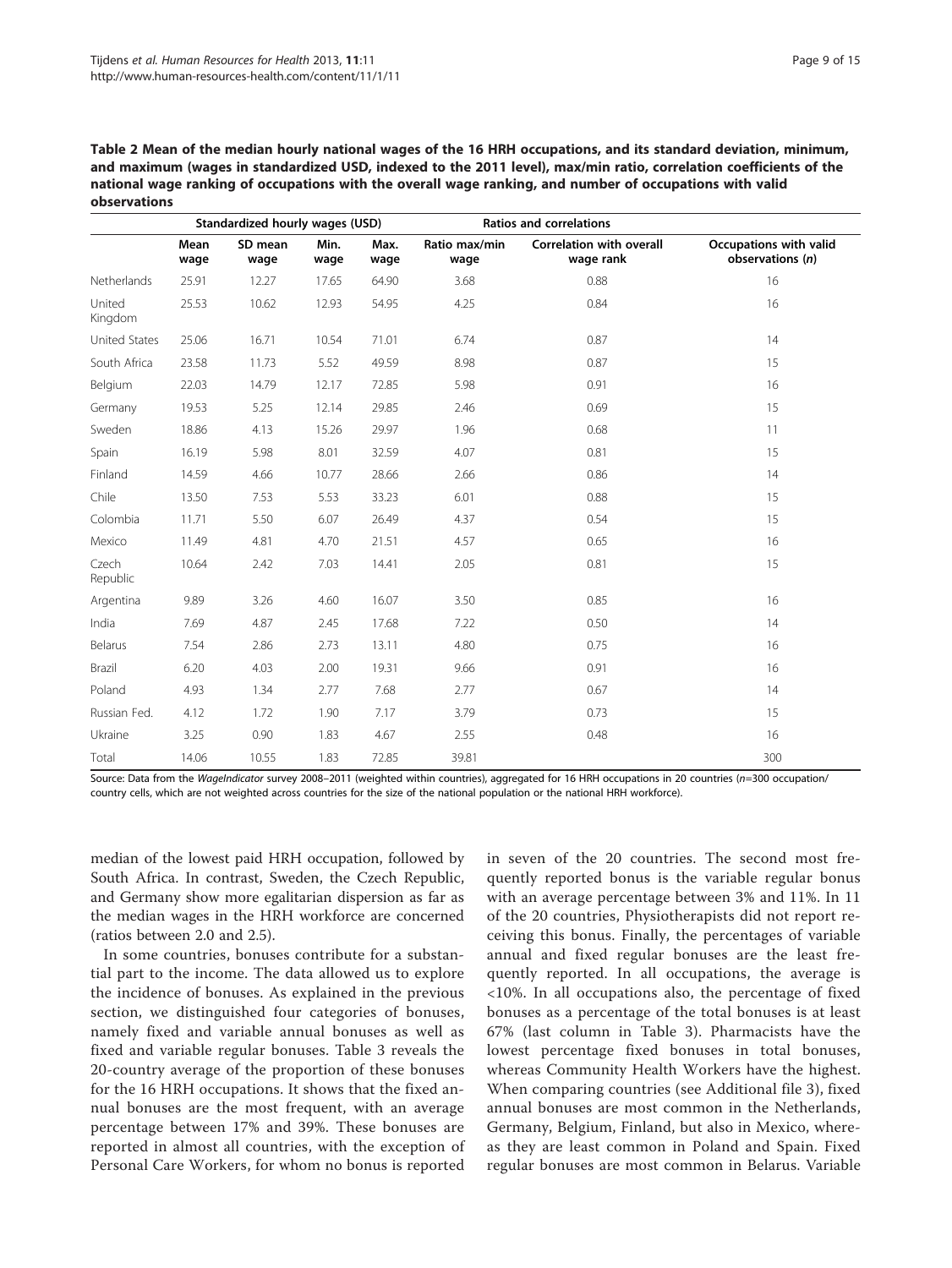**Table 2 Mean of the median hourly national wages of the 16 HRH occupations, and its standard deviation, minimum, and maximum (wages in standardized USD, indexed to the 2011 level), max/min ratio, correlation coefficients of the national wage ranking of occupations with the overall wage ranking, and number of occupations with valid observations**

| | Standardized hourly wages (USD) | | | | Ratios and correlations | | |
|---|---|---|---|---|---|---|---|
| | **Mean wage** | **SD mean wage** | **Min. wage** | **Max. wage** | **Ratio max/min wage** | **Correlation with overall wage rank** | **Occupations with valid observations (*n*)** |
| Netherlands | 25.91 | 12.27 | 17.65 | 64.90 | 3.68 | 0.88 | 16 |
| United Kingdom | 25.53 | 10.62 | 12.93 | 54.95 | 4.25 | 0.84 | 16 |
| United States | 25.06 | 16.71 | 10.54 | 71.01 | 6.74 | 0.87 | 14 |
| South Africa | 23.58 | 11.73 | 5.52 | 49.59 | 8.98 | 0.87 | 15 |
| Belgium | 22.03 | 14.79 | 12.17 | 72.85 | 5.98 | 0.91 | 16 |
| Germany | 19.53 | 5.25 | 12.14 | 29.85 | 2.46 | 0.69 | 15 |
| Sweden | 18.86 | 4.13 | 15.26 | 29.97 | 1.96 | 0.68 | 11 |
| Spain | 16.19 | 5.98 | 8.01 | 32.59 | 4.07 | 0.81 | 15 |
| Finland | 14.59 | 4.66 | 10.77 | 28.66 | 2.66 | 0.86 | 14 |
| Chile | 13.50 | 7.53 | 5.53 | 33.23 | 6.01 | 0.88 | 15 |
| Colombia | 11.71 | 5.50 | 6.07 | 26.49 | 4.37 | 0.54 | 15 |
| Mexico | 11.49 | 4.81 | 4.70 | 21.51 | 4.57 | 0.65 | 16 |
| Czech Republic | 10.64 | 2.42 | 7.03 | 14.41 | 2.05 | 0.81 | 15 |
| Argentina | 9.89 | 3.26 | 4.60 | 16.07 | 3.50 | 0.85 | 16 |
| India | 7.69 | 4.87 | 2.45 | 17.68 | 7.22 | 0.50 | 14 |
| Belarus | 7.54 | 2.86 | 2.73 | 13.11 | 4.80 | 0.75 | 16 |
| Brazil | 6.20 | 4.03 | 2.00 | 19.31 | 9.66 | 0.91 | 16 |
| Poland | 4.93 | 1.34 | 2.77 | 7.68 | 2.77 | 0.67 | 14 |
| Russian Fed. | 4.12 | 1.72 | 1.90 | 7.17 | 3.79 | 0.73 | 15 |
| Ukraine | 3.25 | 0.90 | 1.83 | 4.67 | 2.55 | 0.48 | 16 |
| Total | 14.06 | 10.55 | 1.83 | 72.85 | 39.81 | | 300 |

Source: Data from the *WageIndicator* survey 2008–2011 (weighted within countries), aggregated for 16 HRH occupations in 20 countries (*n*=300 occupation/country cells, which are not weighted across countries for the size of the national population or the national HRH workforce).

median of the lowest paid HRH occupation, followed by South Africa. In contrast, Sweden, the Czech Republic, and Germany show more egalitarian dispersion as far as the median wages in the HRH workforce are concerned (ratios between 2.0 and 2.5).

In some countries, bonuses contribute for a substantial part to the income. The data allowed us to explore the incidence of bonuses. As explained in the previous section, we distinguished four categories of bonuses, namely fixed and variable annual bonuses as well as fixed and variable regular bonuses. Table 3 reveals the 20-country average of the proportion of these bonuses for the 16 HRH occupations. It shows that the fixed annual bonuses are the most frequent, with an average percentage between 17% and 39%. These bonuses are reported in almost all countries, with the exception of Personal Care Workers, for whom no bonus is reported in seven of the 20 countries. The second most frequently reported bonus is the variable regular bonus with an average percentage between 3% and 11%. In 11 of the 20 countries, Physiotherapists did not report receiving this bonus. Finally, the percentages of variable annual and fixed regular bonuses are the least frequently reported. In all occupations, the average is <10%. In all occupations also, the percentage of fixed bonuses as a percentage of the total bonuses is at least 67% (last column in Table 3). Pharmacists have the lowest percentage fixed bonuses in total bonuses, whereas Community Health Workers have the highest. When comparing countries (see Additional file 3), fixed annual bonuses are most common in the Netherlands, Germany, Belgium, Finland, but also in Mexico, whereas they are least common in Poland and Spain. Fixed regular bonuses are most common in Belarus. Variable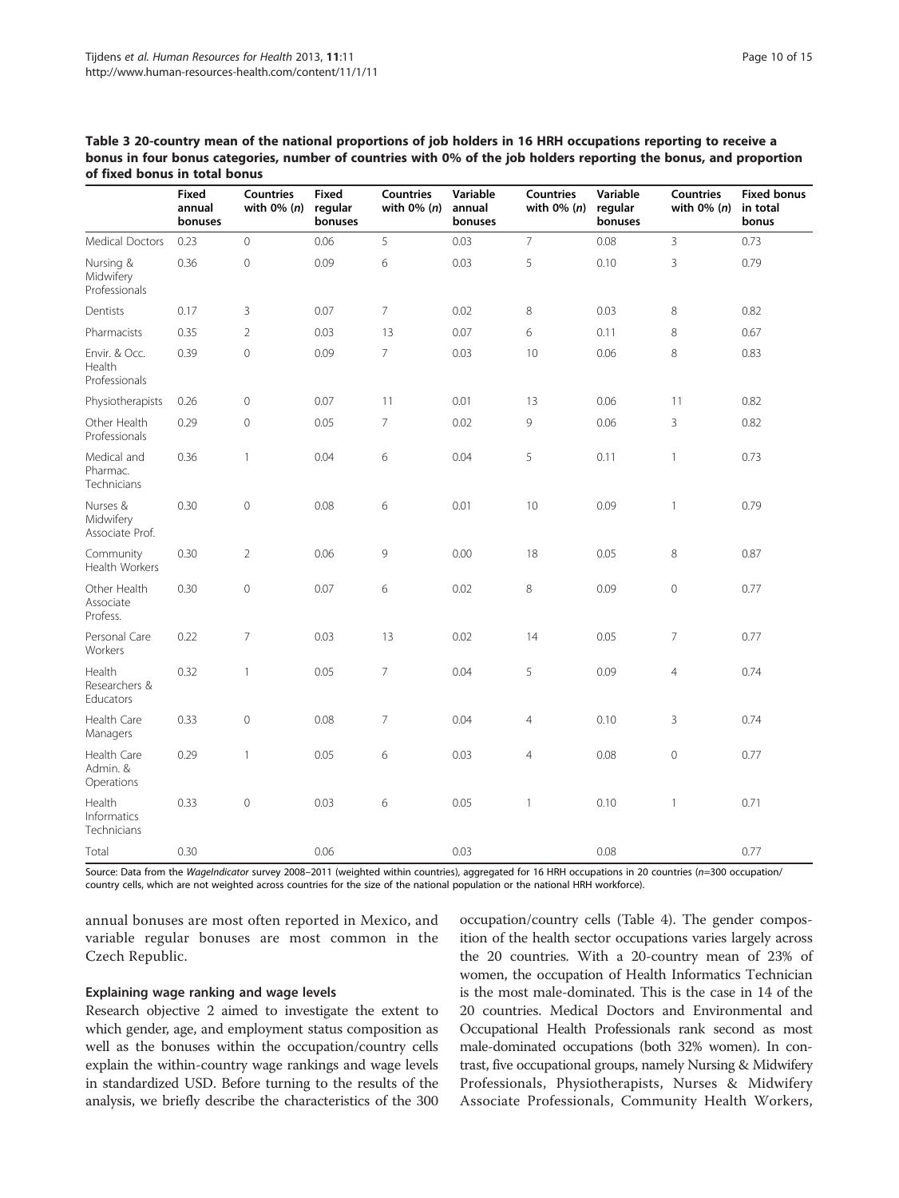**Table 3 20-country mean of the national proportions of job holders in 16 HRH occupations reporting to receive a bonus in four bonus categories, number of countries with 0% of the job holders reporting the bonus, and proportion of fixed bonus in total bonus**

| | Fixed annual bonuses | Countries with 0% (*n*) | Fixed regular bonuses | Countries with 0% (*n*) | Variable annual bonuses | Countries with 0% (*n*) | Variable regular bonuses | Countries with 0% (*n*) | Fixed bonus in total bonus |
|---|---|---|---|---|---|---|---|---|---|
| Medical Doctors | 0.23 | 0 | 0.06 | 5 | 0.03 | 7 | 0.08 | 3 | 0.73 |
| Nursing & Midwifery Professionals | 0.36 | 0 | 0.09 | 6 | 0.03 | 5 | 0.10 | 3 | 0.79 |
| Dentists | 0.17 | 3 | 0.07 | 7 | 0.02 | 8 | 0.03 | 8 | 0.82 |
| Pharmacists | 0.35 | 2 | 0.03 | 13 | 0.07 | 6 | 0.11 | 8 | 0.67 |
| Envir. & Occ. Health Professionals | 0.39 | 0 | 0.09 | 7 | 0.03 | 10 | 0.06 | 8 | 0.83 |
| Physiotherapists | 0.26 | 0 | 0.07 | 11 | 0.01 | 13 | 0.06 | 11 | 0.82 |
| Other Health Professionals | 0.29 | 0 | 0.05 | 7 | 0.02 | 9 | 0.06 | 3 | 0.82 |
| Medical and Pharmac. Technicians | 0.36 | 1 | 0.04 | 6 | 0.04 | 5 | 0.11 | 1 | 0.73 |
| Nurses & Midwifery Associate Prof. | 0.30 | 0 | 0.08 | 6 | 0.01 | 10 | 0.09 | 1 | 0.79 |
| Community Health Workers | 0.30 | 2 | 0.06 | 9 | 0.00 | 18 | 0.05 | 8 | 0.87 |
| Other Health Associate Profess. | 0.30 | 0 | 0.07 | 6 | 0.02 | 8 | 0.09 | 0 | 0.77 |
| Personal Care Workers | 0.22 | 7 | 0.03 | 13 | 0.02 | 14 | 0.05 | 7 | 0.77 |
| Health Researchers & Educators | 0.32 | 1 | 0.05 | 7 | 0.04 | 5 | 0.09 | 4 | 0.74 |
| Health Care Managers | 0.33 | 0 | 0.08 | 7 | 0.04 | 4 | 0.10 | 3 | 0.74 |
| Health Care Admin. & Operations | 0.29 | 1 | 0.05 | 6 | 0.03 | 4 | 0.08 | 0 | 0.77 |
| Health Informatics Technicians | 0.33 | 0 | 0.03 | 6 | 0.05 | 1 | 0.10 | 1 | 0.71 |
| Total | 0.30 | | 0.06 | | 0.03 | | 0.08 | | 0.77 |

Source: Data from the *WageIndicator* survey 2008–2011 (weighted within countries), aggregated for 16 HRH occupations in 20 countries (*n*=300 occupation/country cells, which are not weighted across countries for the size of the national population or the national HRH workforce).

annual bonuses are most often reported in Mexico, and variable regular bonuses are most common in the Czech Republic.

### Explaining wage ranking and wage levels

Research objective 2 aimed to investigate the extent to which gender, age, and employment status composition as well as the bonuses within the occupation/country cells explain the within-country wage rankings and wage levels in standardized USD. Before turning to the results of the analysis, we briefly describe the characteristics of the 300 occupation/country cells (Table 4). The gender composition of the health sector occupations varies largely across the 20 countries. With a 20-country mean of 23% of women, the occupation of Health Informatics Technician is the most male-dominated. This is the case in 14 of the 20 countries. Medical Doctors and Environmental and Occupational Health Professionals rank second as most male-dominated occupations (both 32% women). In contrast, five occupational groups, namely Nursing & Midwifery Professionals, Physiotherapists, Nurses & Midwifery Associate Professionals, Community Health Workers,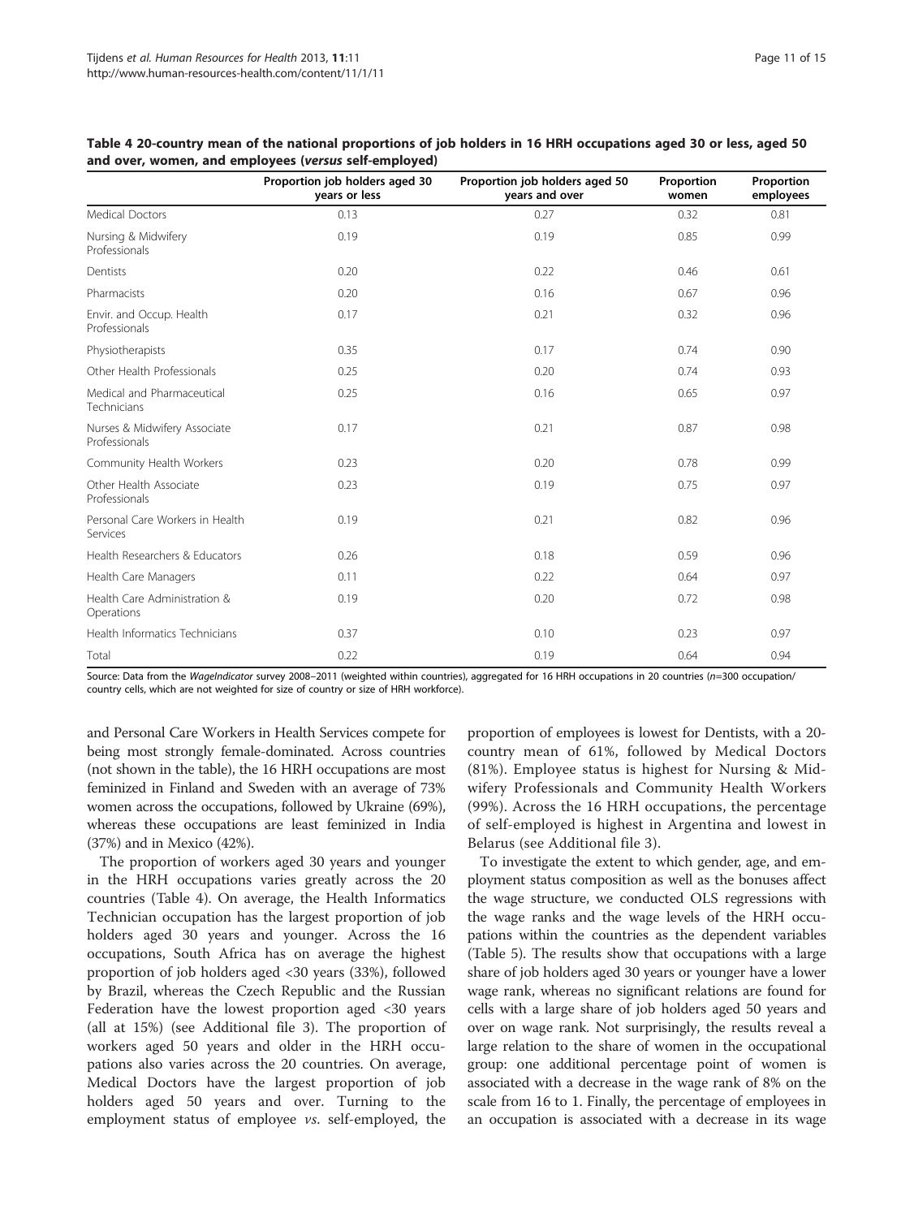**Table 4 20-country mean of the national proportions of job holders in 16 HRH occupations aged 30 or less, aged 50 and over, women, and employees (*versus* self-employed)**

| | Proportion job holders aged 30 years or less | Proportion job holders aged 50 years and over | Proportion women | Proportion employees |
|---|---|---|---|---|
| Medical Doctors | 0.13 | 0.27 | 0.32 | 0.81 |
| Nursing & Midwifery Professionals | 0.19 | 0.19 | 0.85 | 0.99 |
| Dentists | 0.20 | 0.22 | 0.46 | 0.61 |
| Pharmacists | 0.20 | 0.16 | 0.67 | 0.96 |
| Envir. and Occup. Health Professionals | 0.17 | 0.21 | 0.32 | 0.96 |
| Physiotherapists | 0.35 | 0.17 | 0.74 | 0.90 |
| Other Health Professionals | 0.25 | 0.20 | 0.74 | 0.93 |
| Medical and Pharmaceutical Technicians | 0.25 | 0.16 | 0.65 | 0.97 |
| Nurses & Midwifery Associate Professionals | 0.17 | 0.21 | 0.87 | 0.98 |
| Community Health Workers | 0.23 | 0.20 | 0.78 | 0.99 |
| Other Health Associate Professionals | 0.23 | 0.19 | 0.75 | 0.97 |
| Personal Care Workers in Health Services | 0.19 | 0.21 | 0.82 | 0.96 |
| Health Researchers & Educators | 0.26 | 0.18 | 0.59 | 0.96 |
| Health Care Managers | 0.11 | 0.22 | 0.64 | 0.97 |
| Health Care Administration & Operations | 0.19 | 0.20 | 0.72 | 0.98 |
| Health Informatics Technicians | 0.37 | 0.10 | 0.23 | 0.97 |
| Total | 0.22 | 0.19 | 0.64 | 0.94 |

Source: Data from the *WageIndicator* survey 2008–2011 (weighted within countries), aggregated for 16 HRH occupations in 20 countries (n=300 occupation/country cells, which are not weighted for size of country or size of HRH workforce).

and Personal Care Workers in Health Services compete for being most strongly female-dominated. Across countries (not shown in the table), the 16 HRH occupations are most feminized in Finland and Sweden with an average of 73% women across the occupations, followed by Ukraine (69%), whereas these occupations are least feminized in India (37%) and in Mexico (42%).

The proportion of workers aged 30 years and younger in the HRH occupations varies greatly across the 20 countries (Table 4). On average, the Health Informatics Technician occupation has the largest proportion of job holders aged 30 years and younger. Across the 16 occupations, South Africa has on average the highest proportion of job holders aged <30 years (33%), followed by Brazil, whereas the Czech Republic and the Russian Federation have the lowest proportion aged <30 years (all at 15%) (see Additional file 3). The proportion of workers aged 50 years and older in the HRH occupations also varies across the 20 countries. On average, Medical Doctors have the largest proportion of job holders aged 50 years and over. Turning to the employment status of employee *vs*. self-employed, the proportion of employees is lowest for Dentists, with a 20-country mean of 61%, followed by Medical Doctors (81%). Employee status is highest for Nursing & Midwifery Professionals and Community Health Workers (99%). Across the 16 HRH occupations, the percentage of self-employed is highest in Argentina and lowest in Belarus (see Additional file 3).

To investigate the extent to which gender, age, and employment status composition as well as the bonuses affect the wage structure, we conducted OLS regressions with the wage ranks and the wage levels of the HRH occupations within the countries as the dependent variables (Table 5). The results show that occupations with a large share of job holders aged 30 years or younger have a lower wage rank, whereas no significant relations are found for cells with a large share of job holders aged 50 years and over on wage rank. Not surprisingly, the results reveal a large relation to the share of women in the occupational group: one additional percentage point of women is associated with a decrease in the wage rank of 8% on the scale from 16 to 1. Finally, the percentage of employees in an occupation is associated with a decrease in its wage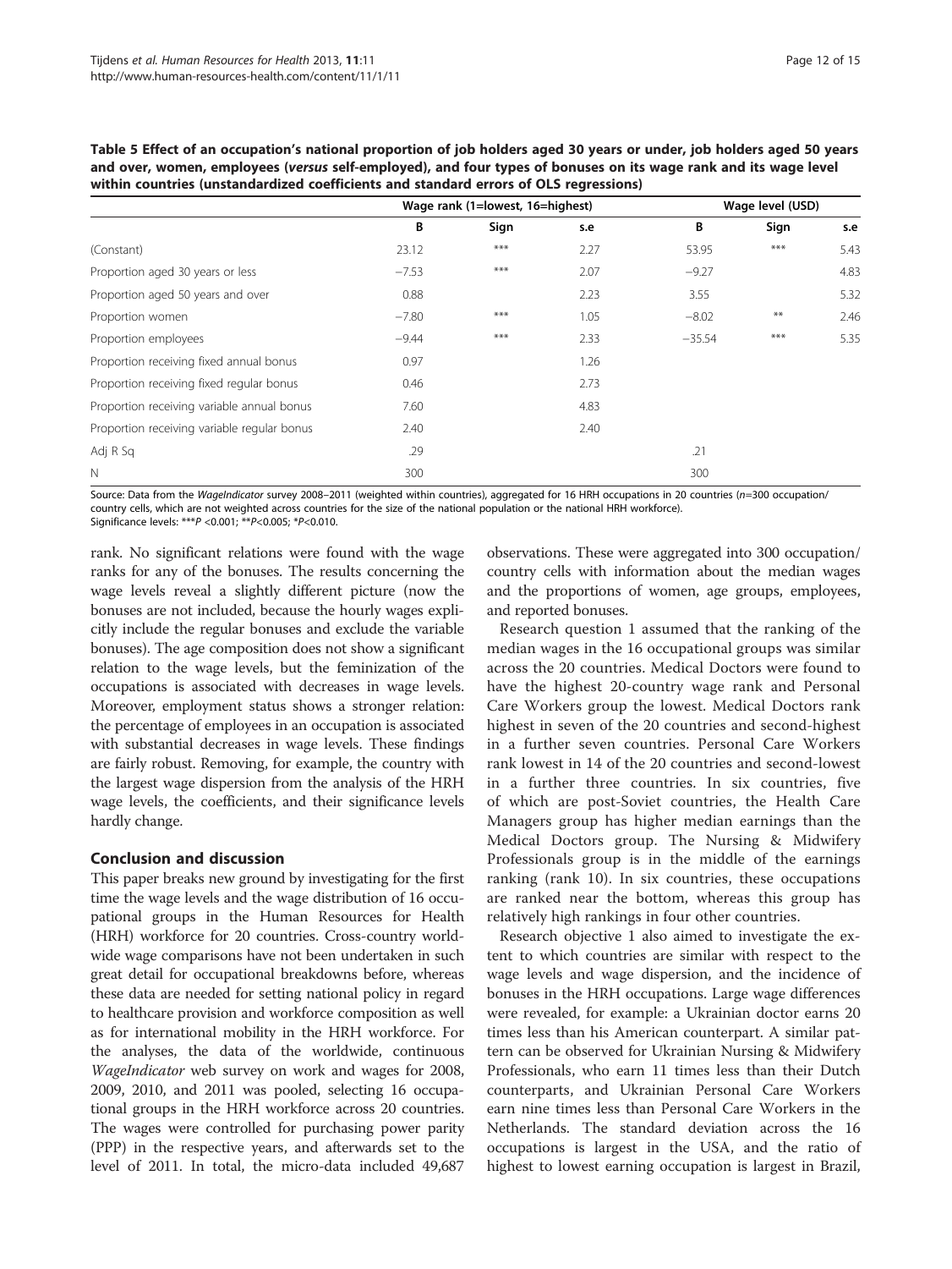**Table 5 Effect of an occupation's national proportion of job holders aged 30 years or under, job holders aged 50 years and over, women, employees (*versus* self-employed), and four types of bonuses on its wage rank and its wage level within countries (unstandardized coefficients and standard errors of OLS regressions)**

| | Wage rank (1=lowest, 16=highest) | | | Wage level (USD) | | |
|---|---|---|---|---|---|---|
| | B | Sign | s.e | B | Sign | s.e |
| (Constant) | 23.12 | *** | 2.27 | 53.95 | *** | 5.43 |
| Proportion aged 30 years or less | −7.53 | *** | 2.07 | −9.27 | | 4.83 |
| Proportion aged 50 years and over | 0.88 | | 2.23 | 3.55 | | 5.32 |
| Proportion women | −7.80 | *** | 1.05 | −8.02 | ** | 2.46 |
| Proportion employees | −9.44 | *** | 2.33 | −35.54 | *** | 5.35 |
| Proportion receiving fixed annual bonus | 0.97 | | 1.26 | | | |
| Proportion receiving fixed regular bonus | 0.46 | | 2.73 | | | |
| Proportion receiving variable annual bonus | 7.60 | | 4.83 | | | |
| Proportion receiving variable regular bonus | 2.40 | | 2.40 | | | |
| Adj R Sq | .29 | | | .21 | | |
| N | 300 | | | 300 | | |

Source: Data from the *WageIndicator* survey 2008–2011 (weighted within countries), aggregated for 16 HRH occupations in 20 countries (n=300 occupation/country cells, which are not weighted across countries for the size of the national population or the national HRH workforce).
Significance levels: ***P <0.001; **P<0.005; *P<0.010.

rank. No significant relations were found with the wage ranks for any of the bonuses. The results concerning the wage levels reveal a slightly different picture (now the bonuses are not included, because the hourly wages explicitly include the regular bonuses and exclude the variable bonuses). The age composition does not show a significant relation to the wage levels, but the feminization of the occupations is associated with decreases in wage levels. Moreover, employment status shows a stronger relation: the percentage of employees in an occupation is associated with substantial decreases in wage levels. These findings are fairly robust. Removing, for example, the country with the largest wage dispersion from the analysis of the HRH wage levels, the coefficients, and their significance levels hardly change.

## Conclusion and discussion

This paper breaks new ground by investigating for the first time the wage levels and the wage distribution of 16 occupational groups in the Human Resources for Health (HRH) workforce for 20 countries. Cross-country worldwide wage comparisons have not been undertaken in such great detail for occupational breakdowns before, whereas these data are needed for setting national policy in regard to healthcare provision and workforce composition as well as for international mobility in the HRH workforce. For the analyses, the data of the worldwide, continuous *WageIndicator* web survey on work and wages for 2008, 2009, 2010, and 2011 was pooled, selecting 16 occupational groups in the HRH workforce across 20 countries. The wages were controlled for purchasing power parity (PPP) in the respective years, and afterwards set to the level of 2011. In total, the micro-data included 49,687 observations. These were aggregated into 300 occupation/country cells with information about the median wages and the proportions of women, age groups, employees, and reported bonuses.

Research question 1 assumed that the ranking of the median wages in the 16 occupational groups was similar across the 20 countries. Medical Doctors were found to have the highest 20-country wage rank and Personal Care Workers group the lowest. Medical Doctors rank highest in seven of the 20 countries and second-highest in a further seven countries. Personal Care Workers rank lowest in 14 of the 20 countries and second-lowest in a further three countries. In six countries, five of which are post-Soviet countries, the Health Care Managers group has higher median earnings than the Medical Doctors group. The Nursing & Midwifery Professionals group is in the middle of the earnings ranking (rank 10). In six countries, these occupations are ranked near the bottom, whereas this group has relatively high rankings in four other countries.

Research objective 1 also aimed to investigate the extent to which countries are similar with respect to the wage levels and wage dispersion, and the incidence of bonuses in the HRH occupations. Large wage differences were revealed, for example: a Ukrainian doctor earns 20 times less than his American counterpart. A similar pattern can be observed for Ukrainian Nursing & Midwifery Professionals, who earn 11 times less than their Dutch counterparts, and Ukrainian Personal Care Workers earn nine times less than Personal Care Workers in the Netherlands. The standard deviation across the 16 occupations is largest in the USA, and the ratio of highest to lowest earning occupation is largest in Brazil,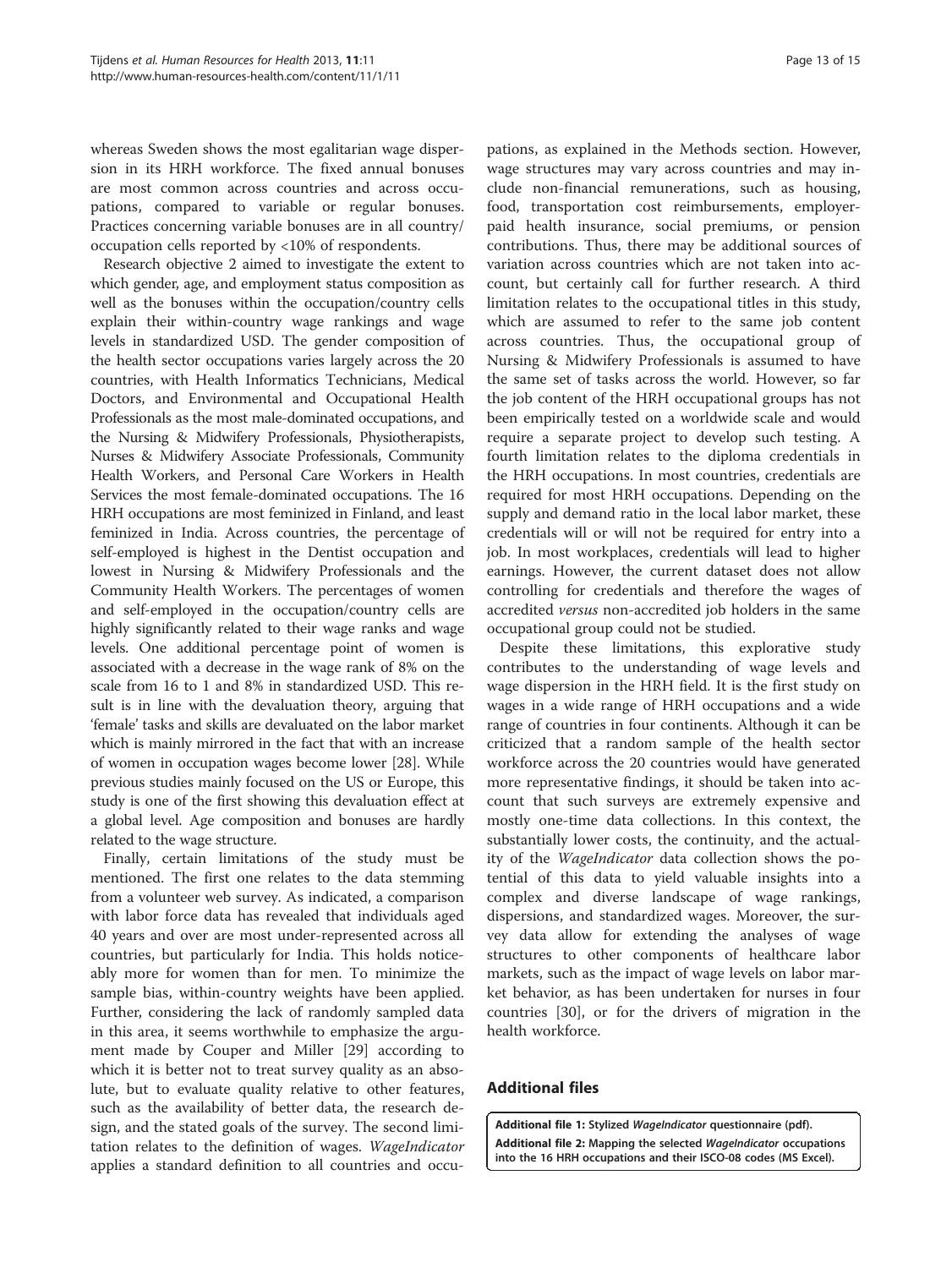whereas Sweden shows the most egalitarian wage dispersion in its HRH workforce. The fixed annual bonuses are most common across countries and across occupations, compared to variable or regular bonuses. Practices concerning variable bonuses are in all country/occupation cells reported by <10% of respondents.

Research objective 2 aimed to investigate the extent to which gender, age, and employment status composition as well as the bonuses within the occupation/country cells explain their within-country wage rankings and wage levels in standardized USD. The gender composition of the health sector occupations varies largely across the 20 countries, with Health Informatics Technicians, Medical Doctors, and Environmental and Occupational Health Professionals as the most male-dominated occupations, and the Nursing & Midwifery Professionals, Physiotherapists, Nurses & Midwifery Associate Professionals, Community Health Workers, and Personal Care Workers in Health Services the most female-dominated occupations. The 16 HRH occupations are most feminized in Finland, and least feminized in India. Across countries, the percentage of self-employed is highest in the Dentist occupation and lowest in Nursing & Midwifery Professionals and the Community Health Workers. The percentages of women and self-employed in the occupation/country cells are highly significantly related to their wage ranks and wage levels. One additional percentage point of women is associated with a decrease in the wage rank of 8% on the scale from 16 to 1 and 8% in standardized USD. This result is in line with the devaluation theory, arguing that 'female' tasks and skills are devaluated on the labor market which is mainly mirrored in the fact that with an increase of women in occupation wages become lower [28]. While previous studies mainly focused on the US or Europe, this study is one of the first showing this devaluation effect at a global level. Age composition and bonuses are hardly related to the wage structure.

Finally, certain limitations of the study must be mentioned. The first one relates to the data stemming from a volunteer web survey. As indicated, a comparison with labor force data has revealed that individuals aged 40 years and over are most under-represented across all countries, but particularly for India. This holds noticeably more for women than for men. To minimize the sample bias, within-country weights have been applied. Further, considering the lack of randomly sampled data in this area, it seems worthwhile to emphasize the argument made by Couper and Miller [29] according to which it is better not to treat survey quality as an absolute, but to evaluate quality relative to other features, such as the availability of better data, the research design, and the stated goals of the survey. The second limitation relates to the definition of wages. *WageIndicator* applies a standard definition to all countries and occupations, as explained in the Methods section. However, wage structures may vary across countries and may include non-financial remunerations, such as housing, food, transportation cost reimbursements, employer-paid health insurance, social premiums, or pension contributions. Thus, there may be additional sources of variation across countries which are not taken into account, but certainly call for further research. A third limitation relates to the occupational titles in this study, which are assumed to refer to the same job content across countries. Thus, the occupational group of Nursing & Midwifery Professionals is assumed to have the same set of tasks across the world. However, so far the job content of the HRH occupational groups has not been empirically tested on a worldwide scale and would require a separate project to develop such testing. A fourth limitation relates to the diploma credentials in the HRH occupations. In most countries, credentials are required for most HRH occupations. Depending on the supply and demand ratio in the local labor market, these credentials will or will not be required for entry into a job. In most workplaces, credentials will lead to higher earnings. However, the current dataset does not allow controlling for credentials and therefore the wages of accredited *versus* non-accredited job holders in the same occupational group could not be studied.

Despite these limitations, this explorative study contributes to the understanding of wage levels and wage dispersion in the HRH field. It is the first study on wages in a wide range of HRH occupations and a wide range of countries in four continents. Although it can be criticized that a random sample of the health sector workforce across the 20 countries would have generated more representative findings, it should be taken into account that such surveys are extremely expensive and mostly one-time data collections. In this context, the substantially lower costs, the continuity, and the actuality of the *WageIndicator* data collection show the potential of this data to yield valuable insights into a complex and diverse landscape of wage rankings, dispersions, and standardized wages. Moreover, the survey data allow for extending the analyses of wage structures to other components of healthcare labor markets, such as the impact of wage levels on labor market behavior, as has been undertaken for nurses in four countries [30], or for the drivers of migration in the health workforce.

## Additional files

**Additional file 1: Stylized *WageIndicator* questionnaire (pdf).**

**Additional file 2: Mapping the selected *WageIndicator* occupations into the 16 HRH occupations and their ISCO-08 codes (MS Excel).**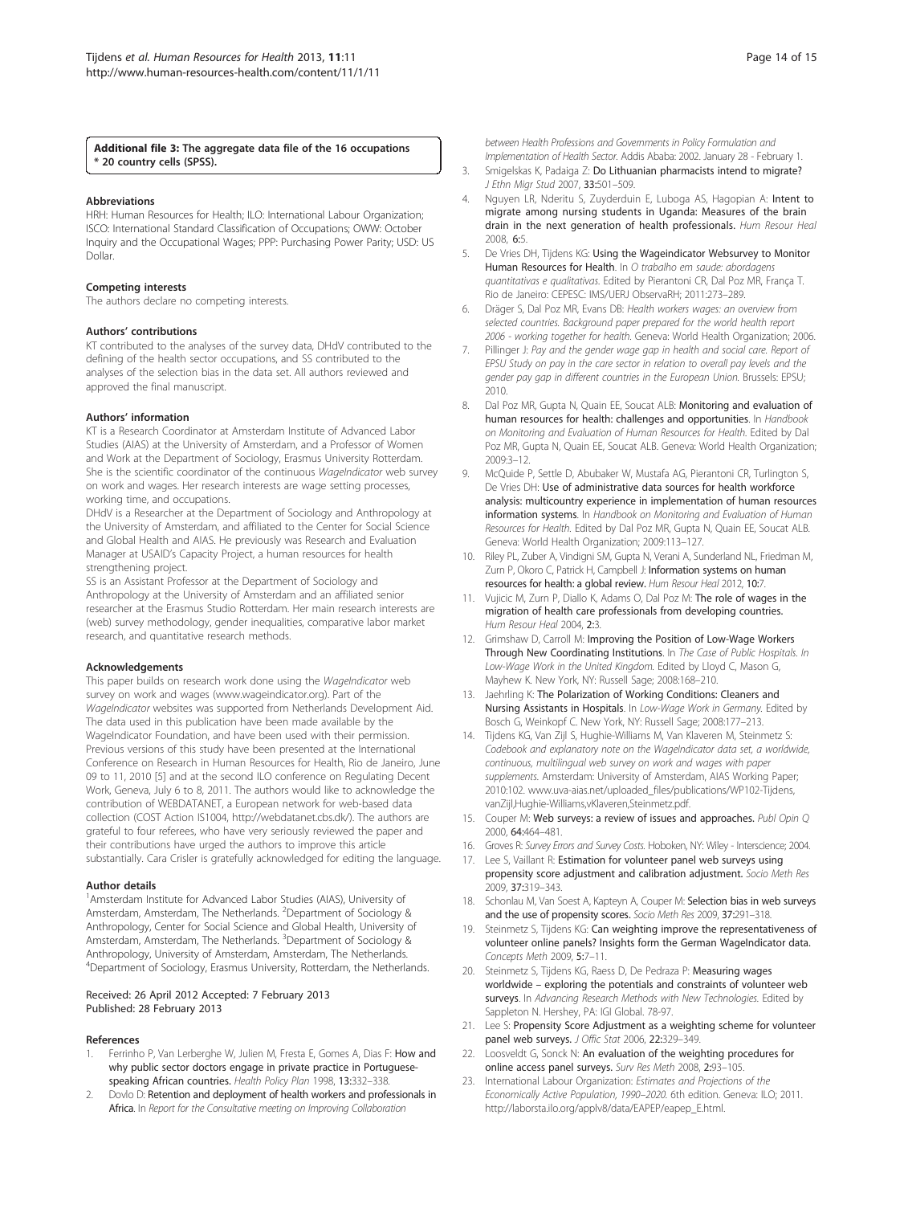**Additional file 3: The aggregate data file of the 16 occupations * 20 country cells (SPSS).**

#### Abbreviations

HRH: Human Resources for Health; ILO: International Labour Organization; ISCO: International Standard Classification of Occupations; OWW: October Inquiry and the Occupational Wages; PPP: Purchasing Power Parity; USD: US Dollar.

#### Competing interests

The authors declare no competing interests.

#### Authors' contributions

KT contributed to the analyses of the survey data, DHdV contributed to the defining of the health sector occupations, and SS contributed to the analyses of the selection bias in the data set. All authors reviewed and approved the final manuscript.

#### Authors' information

KT is a Research Coordinator at Amsterdam Institute of Advanced Labor Studies (AIAS) at the University of Amsterdam, and a Professor of Women and Work at the Department of Sociology, Erasmus University Rotterdam. She is the scientific coordinator of the continuous *WageIndicator* web survey on work and wages. Her research interests are wage setting processes, working time, and occupations.

DHdV is a Researcher at the Department of Sociology and Anthropology at the University of Amsterdam, and affiliated to the Center for Social Science and Global Health and AIAS. He previously was Research and Evaluation Manager at USAID's Capacity Project, a human resources for health strengthening project.

SS is an Assistant Professor at the Department of Sociology and Anthropology at the University of Amsterdam and an affiliated senior researcher at the Erasmus Studio Rotterdam. Her main research interests are (web) survey methodology, gender inequalities, comparative labor market research, and quantitative research methods.

#### Acknowledgements

This paper builds on research work done using the *WageIndicator* web survey on work and wages (www.wageindicator.org). Part of the *WageIndicator* websites was supported from Netherlands Development Aid. The data used in this publication have been made available by the WageIndicator Foundation, and have been used with their permission. Previous versions of this study have been presented at the International Conference on Research in Human Resources for Health, Rio de Janeiro, June 09 to 11, 2010 [5] and at the second ILO conference on Regulating Decent Work, Geneva, July 6 to 8, 2011. The authors would like to acknowledge the contribution of WEBDATANET, a European network for web-based data collection (COST Action IS1004, http://webdatanet.cbs.dk/). The authors are grateful to four referees, who have very seriously reviewed the paper and their contributions have urged the authors to improve this article substantially. Cara Crisler is gratefully acknowledged for editing the language.

#### Author details

[1]Amsterdam Institute for Advanced Labor Studies (AIAS), University of Amsterdam, Amsterdam, The Netherlands. [2]Department of Sociology & Anthropology, Center for Social Science and Global Health, University of Amsterdam, Amsterdam, The Netherlands. [3]Department of Sociology & Anthropology, University of Amsterdam, Amsterdam, The Netherlands. [4]Department of Sociology, Erasmus University, Rotterdam, the Netherlands.

Received: 26 April 2012 Accepted: 7 February 2013
Published: 28 February 2013

#### References

1. Ferrinho P, Van Lerberghe W, Julien M, Fresta E, Gomes A, Dias F: **How and why public sector doctors engage in private practice in Portuguese-speaking African countries.** *Health Policy Plan* 1998, **13:**332–338.
2. Dovlo D: **Retention and deployment of health workers and professionals in Africa.** In *Report for the Consultative meeting on Improving Collaboration between Health Professions and Governments in Policy Formulation and Implementation of Health Sector.* Addis Ababa: 2002. January 28 - February 1.
3. Smigelskas K, Padaiga Z: **Do Lithuanian pharmacists intend to migrate?** *J Ethn Migr Stud* 2007, **33:**501–509.
4. Nguyen LR, Nderitu S, Zuyderduin E, Luboga AS, Hagopian A: **Intent to migrate among nursing students in Uganda: Measures of the brain drain in the next generation of health professionals.** *Hum Resour Heal* 2008, **6:**5.
5. De Vries DH, Tijdens KG: **Using the Wageindicator Websurvey to Monitor Human Resources for Health.** In *O trabalho em saude: abordagens quantitativas e qualitativas.* Edited by Pierantoni CR, Dal Poz MR, França T. Rio de Janeiro: CEPESC: IMS/UERJ ObservaRH; 2011:273–289.
6. Dräger S, Dal Poz MR, Evans DB: *Health workers wages: an overview from selected countries. Background paper prepared for the world health report 2006 - working together for health.* Geneva: World Health Organization; 2006.
7. Pillinger J: *Pay and the gender wage gap in health and social care. Report of EPSU Study on pay in the care sector in relation to overall pay levels and the gender pay gap in different countries in the European Union.* Brussels: EPSU; 2010.
8. Dal Poz MR, Gupta N, Quain EE, Soucat ALB: **Monitoring and evaluation of human resources for health: challenges and opportunities.** In *Handbook on Monitoring and Evaluation of Human Resources for Health.* Edited by Dal Poz MR, Gupta N, Quain EE, Soucat ALB. Geneva: World Health Organization; 2009:3–12.
9. McQuide P, Settle D, Abubaker W, Mustafa AG, Pierantoni CR, Turlington S, De Vries DH: **Use of administrative data sources for health workforce analysis: multicountry experience in implementation of human resources information systems.** In *Handbook on Monitoring and Evaluation of Human Resources for Health.* Edited by Dal Poz MR, Gupta N, Quain EE, Soucat ALB. Geneva: World Health Organization; 2009:113–127.
10. Riley PL, Zuber A, Vindigni SM, Gupta N, Verani A, Sunderland NL, Friedman M, Zurn P, Okoro C, Patrick H, Campbell J: **Information systems on human resources for health: a global review.** *Hum Resour Heal* 2012, **10:**7.
11. Vujicic M, Zurn P, Diallo K, Adams O, Dal Poz M: **The role of wages in the migration of health care professionals from developing countries.** *Hum Resour Heal* 2004, **2:**3.
12. Grimshaw D, Carroll M: **Improving the Position of Low-Wage Workers Through New Coordinating Institutions.** In *The Case of Public Hospitals. In Low-Wage Work in the United Kingdom.* Edited by Lloyd C, Mason G, Mayhew K. New York, NY: Russell Sage; 2008:168–210.
13. Jaehrling K: **The Polarization of Working Conditions: Cleaners and Nursing Assistants in Hospitals.** In *Low-Wage Work in Germany.* Edited by Bosch G, Weinkopf C. New York, NY: Russell Sage; 2008:177–213.
14. Tijdens KG, Van Zijl S, Hughie-Williams M, Van Klaveren M, Steinmetz S: *Codebook and explanatory note on the WageIndicator data set, a worldwide, continuous, multilingual web survey on work and wages with paper supplements.* Amsterdam: University of Amsterdam, AIAS Working Paper; 2010:102. www.uva-aias.net/uploaded_files/publications/WP102-Tijdens,vanZijl,Hughie-Williams,vKlaveren,Steinmetz.pdf.
15. Couper M: **Web surveys: a review of issues and approaches.** *Publ Opin Q* 2000, **64:**464–481.
16. Groves R: *Survey Errors and Survey Costs.* Hoboken, NY: Wiley - Interscience; 2004.
17. Lee S, Vaillant R: **Estimation for volunteer panel web surveys using propensity score adjustment and calibration adjustment.** *Socio Meth Res* 2009, **37:**319–343.
18. Schonlau M, Van Soest A, Kapteyn A, Couper M: **Selection bias in web surveys and the use of propensity scores.** *Socio Meth Res* 2009, **37:**291–318.
19. Steinmetz S, Tijdens KG: **Can weighting improve the representativeness of volunteer online panels? Insights form the German WageIndicator data.** *Concepts Meth* 2009, **5:**7–11.
20. Steinmetz S, Tijdens KG, Raess D, De Pedraza P: **Measuring wages worldwide – exploring the potentials and constraints of volunteer web surveys.** In *Advancing Research Methods with New Technologies.* Edited by Sappleton N. Hershey, PA: IGI Global. 78-97.
21. Lee S: **Propensity Score Adjustment as a weighting scheme for volunteer panel web surveys.** *J Offic Stat* 2006, **22:**329–349.
22. Loosveldt G, Sonck N: **An evaluation of the weighting procedures for online access panel surveys.** *Surv Res Meth* 2008, **2:**93–105.
23. International Labour Organization: *Estimates and Projections of the Economically Active Population, 1990–2020.* 6th edition. Geneva: ILO; 2011. http://laborsta.ilo.org/applv8/data/EAPEP/eapep_E.html.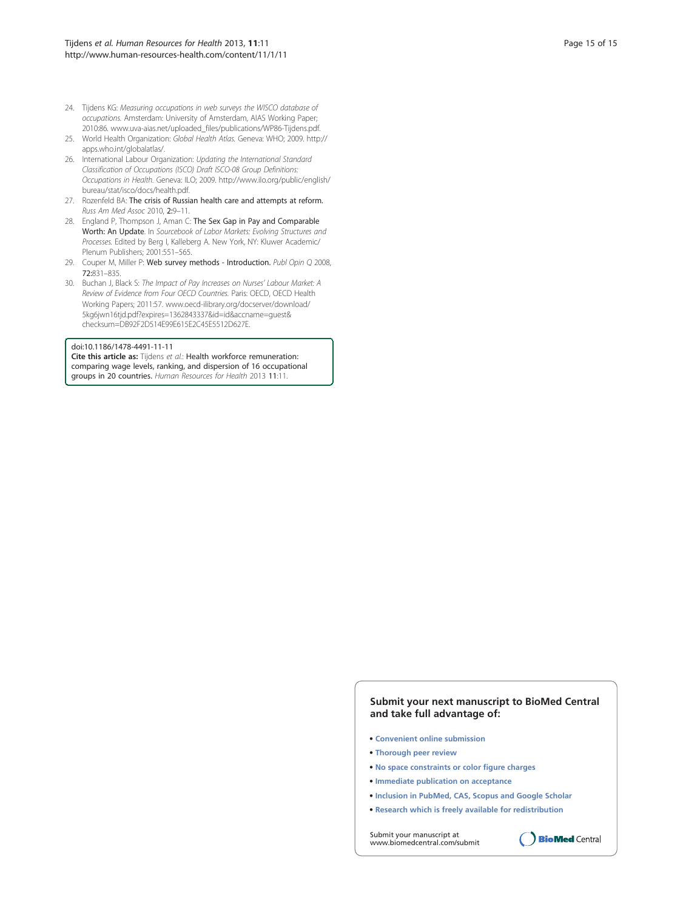24. Tijdens KG: *Measuring occupations in web surveys the WISCO database of occupations.* Amsterdam: University of Amsterdam, AIAS Working Paper; 2010:86. www.uva-aias.net/uploaded_files/publications/WP86-Tijdens.pdf.
25. World Health Organization: *Global Health Atlas.* Geneva: WHO; 2009. http://apps.who.int/globalatlas/.
26. International Labour Organization: *Updating the International Standard Classification of Occupations (ISCO) Draft ISCO-08 Group Definitions: Occupations in Health.* Geneva: ILO; 2009. http://www.ilo.org/public/english/bureau/stat/isco/docs/health.pdf.
27. Rozenfeld BA: The crisis of Russian health care and attempts at reform. *Russ Am Med Assoc* 2010, **2:**9–11.
28. England P, Thompson J, Aman C: The Sex Gap in Pay and Comparable Worth: An Update. In *Sourcebook of Labor Markets: Evolving Structures and Processes.* Edited by Berg I, Kalleberg A. New York, NY: Kluwer Academic/Plenum Publishers; 2001:551–565.
29. Couper M, Miller P: Web survey methods - Introduction. *Publ Opin Q* 2008, **72:**831–835.
30. Buchan J, Black S: *The Impact of Pay Increases on Nurses' Labour Market: A Review of Evidence from Four OECD Countries.* Paris: OECD, OECD Health Working Papers; 2011:57. www.oecd-ilibrary.org/docserver/download/5kg6jwn16tjd.pdf?expires=1362843337&id=id&accname=guest&checksum=DB92F2D514E99E615E2C45E5512D627E.

doi:10.1186/1478-4491-11-11

**Cite this article as:** Tijdens *et al.*: Health workforce remuneration: comparing wage levels, ranking, and dispersion of 16 occupational groups in 20 countries. *Human Resources for Health* 2013 **11**:11.

**Submit your next manuscript to BioMed Central and take full advantage of:**

- **Convenient online submission**
- **Thorough peer review**
- **No space constraints or color figure charges**
- **Immediate publication on acceptance**
- **Inclusion in PubMed, CAS, Scopus and Google Scholar**
- **Research which is freely available for redistribution**

Submit your manuscript at
www.biomedcentral.com/submit

BioMed Central